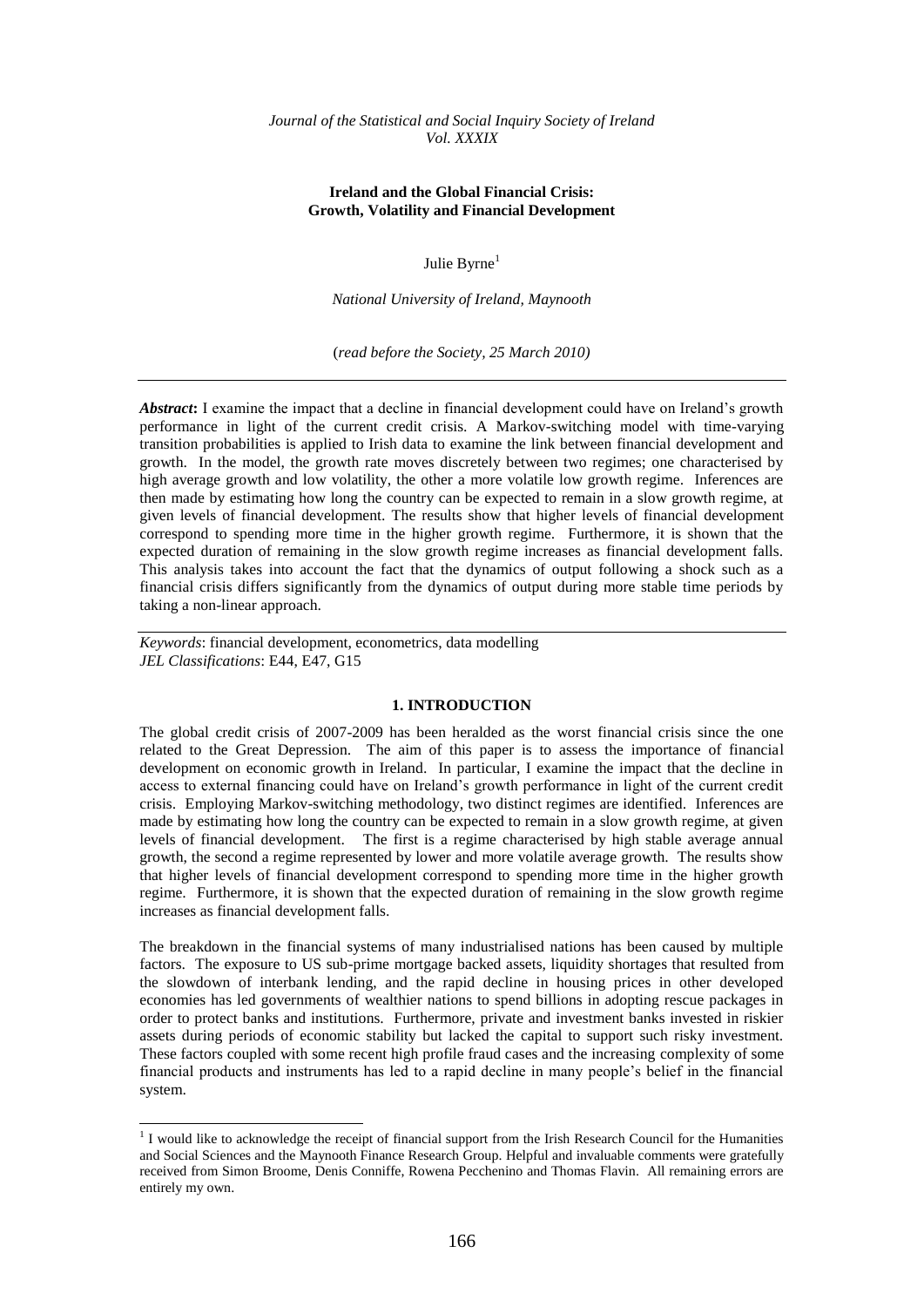*Journal of the Statistical and Social Inquiry Society of Ireland*
*Vol. XXXIX*

# Ireland and the Global Financial Crisis: Growth, Volatility and Financial Development

Julie Byrne[1]

*National University of Ireland, Maynooth*

(*read before the Society, 25 March 2010)*

---

***Abstract*:** I examine the impact that a decline in financial development could have on Ireland's growth performance in light of the current credit crisis. A Markov-switching model with time-varying transition probabilities is applied to Irish data to examine the link between financial development and growth. In the model, the growth rate moves discretely between two regimes; one characterised by high average growth and low volatility, the other a more volatile low growth regime. Inferences are then made by estimating how long the country can be expected to remain in a slow growth regime, at given levels of financial development. The results show that higher levels of financial development correspond to spending more time in the higher growth regime. Furthermore, it is shown that the expected duration of remaining in the slow growth regime increases as financial development falls. This analysis takes into account the fact that the dynamics of output following a shock such as a financial crisis differs significantly from the dynamics of output during more stable time periods by taking a non-linear approach.

---

*Keywords*: financial development, econometrics, data modelling
*JEL Classifications*: E44, E47, G15

---

## 1. INTRODUCTION

The global credit crisis of 2007-2009 has been heralded as the worst financial crisis since the one related to the Great Depression. The aim of this paper is to assess the importance of financial development on economic growth in Ireland. In particular, I examine the impact that the decline in access to external financing could have on Ireland's growth performance in light of the current credit crisis. Employing Markov-switching methodology, two distinct regimes are identified. Inferences are made by estimating how long the country can be expected to remain in a slow growth regime, at given levels of financial development. The first is a regime characterised by high stable average annual growth, the second a regime represented by lower and more volatile average growth. The results show that higher levels of financial development correspond to spending more time in the higher growth regime. Furthermore, it is shown that the expected duration of remaining in the slow growth regime increases as financial development falls.

The breakdown in the financial systems of many industrialised nations has been caused by multiple factors. The exposure to US sub-prime mortgage backed assets, liquidity shortages that resulted from the slowdown of interbank lending, and the rapid decline in housing prices in other developed economies has led governments of wealthier nations to spend billions in adopting rescue packages in order to protect banks and institutions. Furthermore, private and investment banks invested in riskier assets during periods of economic stability but lacked the capital to support such risky investment. These factors coupled with some recent high profile fraud cases and the increasing complexity of some financial products and instruments has led to a rapid decline in many people's belief in the financial system.

---

[1] I would like to acknowledge the receipt of financial support from the Irish Research Council for the Humanities and Social Sciences and the Maynooth Finance Research Group. Helpful and invaluable comments were gratefully received from Simon Broome, Denis Conniffe, Rowena Pecchenino and Thomas Flavin. All remaining errors are entirely my own.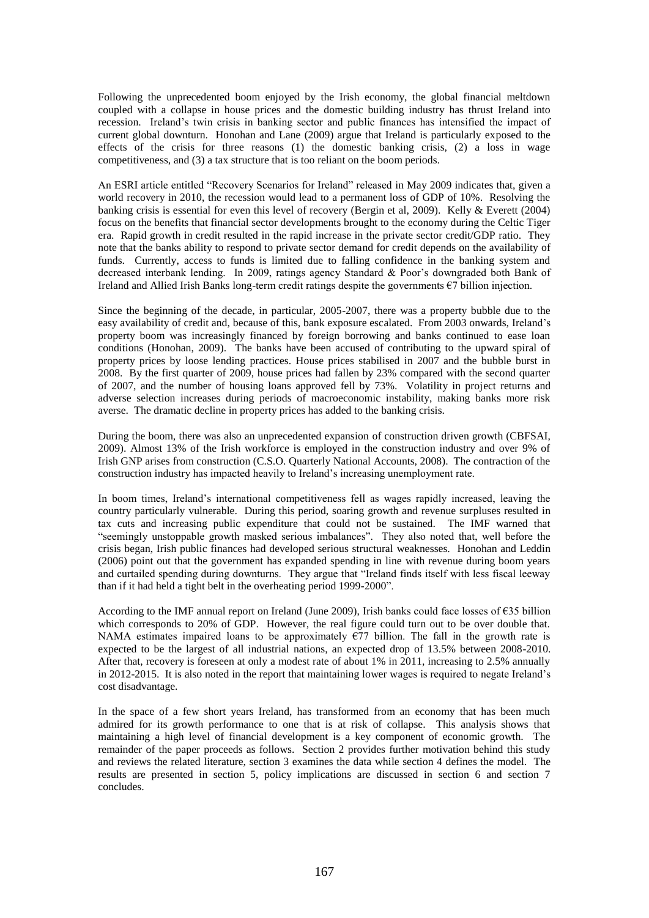Following the unprecedented boom enjoyed by the Irish economy, the global financial meltdown coupled with a collapse in house prices and the domestic building industry has thrust Ireland into recession. Ireland's twin crisis in banking sector and public finances has intensified the impact of current global downturn. Honohan and Lane (2009) argue that Ireland is particularly exposed to the effects of the crisis for three reasons (1) the domestic banking crisis, (2) a loss in wage competitiveness, and (3) a tax structure that is too reliant on the boom periods.

An ESRI article entitled "Recovery Scenarios for Ireland" released in May 2009 indicates that, given a world recovery in 2010, the recession would lead to a permanent loss of GDP of 10%. Resolving the banking crisis is essential for even this level of recovery (Bergin et al, 2009). Kelly & Everett (2004) focus on the benefits that financial sector developments brought to the economy during the Celtic Tiger era. Rapid growth in credit resulted in the rapid increase in the private sector credit/GDP ratio. They note that the banks ability to respond to private sector demand for credit depends on the availability of funds. Currently, access to funds is limited due to falling confidence in the banking system and decreased interbank lending. In 2009, ratings agency Standard & Poor's downgraded both Bank of Ireland and Allied Irish Banks long-term credit ratings despite the governments €7 billion injection.

Since the beginning of the decade, in particular, 2005-2007, there was a property bubble due to the easy availability of credit and, because of this, bank exposure escalated. From 2003 onwards, Ireland's property boom was increasingly financed by foreign borrowing and banks continued to ease loan conditions (Honohan, 2009). The banks have been accused of contributing to the upward spiral of property prices by loose lending practices. House prices stabilised in 2007 and the bubble burst in 2008. By the first quarter of 2009, house prices had fallen by 23% compared with the second quarter of 2007, and the number of housing loans approved fell by 73%. Volatility in project returns and adverse selection increases during periods of macroeconomic instability, making banks more risk averse. The dramatic decline in property prices has added to the banking crisis.

During the boom, there was also an unprecedented expansion of construction driven growth (CBFSAI, 2009). Almost 13% of the Irish workforce is employed in the construction industry and over 9% of Irish GNP arises from construction (C.S.O. Quarterly National Accounts, 2008). The contraction of the construction industry has impacted heavily to Ireland's increasing unemployment rate.

In boom times, Ireland's international competitiveness fell as wages rapidly increased, leaving the country particularly vulnerable. During this period, soaring growth and revenue surpluses resulted in tax cuts and increasing public expenditure that could not be sustained. The IMF warned that "seemingly unstoppable growth masked serious imbalances". They also noted that, well before the crisis began, Irish public finances had developed serious structural weaknesses. Honohan and Leddin (2006) point out that the government has expanded spending in line with revenue during boom years and curtailed spending during downturns. They argue that "Ireland finds itself with less fiscal leeway than if it had held a tight belt in the overheating period 1999-2000".

According to the IMF annual report on Ireland (June 2009), Irish banks could face losses of €35 billion which corresponds to 20% of GDP. However, the real figure could turn out to be over double that. NAMA estimates impaired loans to be approximately €77 billion. The fall in the growth rate is expected to be the largest of all industrial nations, an expected drop of 13.5% between 2008-2010. After that, recovery is foreseen at only a modest rate of about 1% in 2011, increasing to 2.5% annually in 2012-2015. It is also noted in the report that maintaining lower wages is required to negate Ireland's cost disadvantage.

In the space of a few short years Ireland, has transformed from an economy that has been much admired for its growth performance to one that is at risk of collapse. This analysis shows that maintaining a high level of financial development is a key component of economic growth. The remainder of the paper proceeds as follows. Section 2 provides further motivation behind this study and reviews the related literature, section 3 examines the data while section 4 defines the model. The results are presented in section 5, policy implications are discussed in section 6 and section 7 concludes.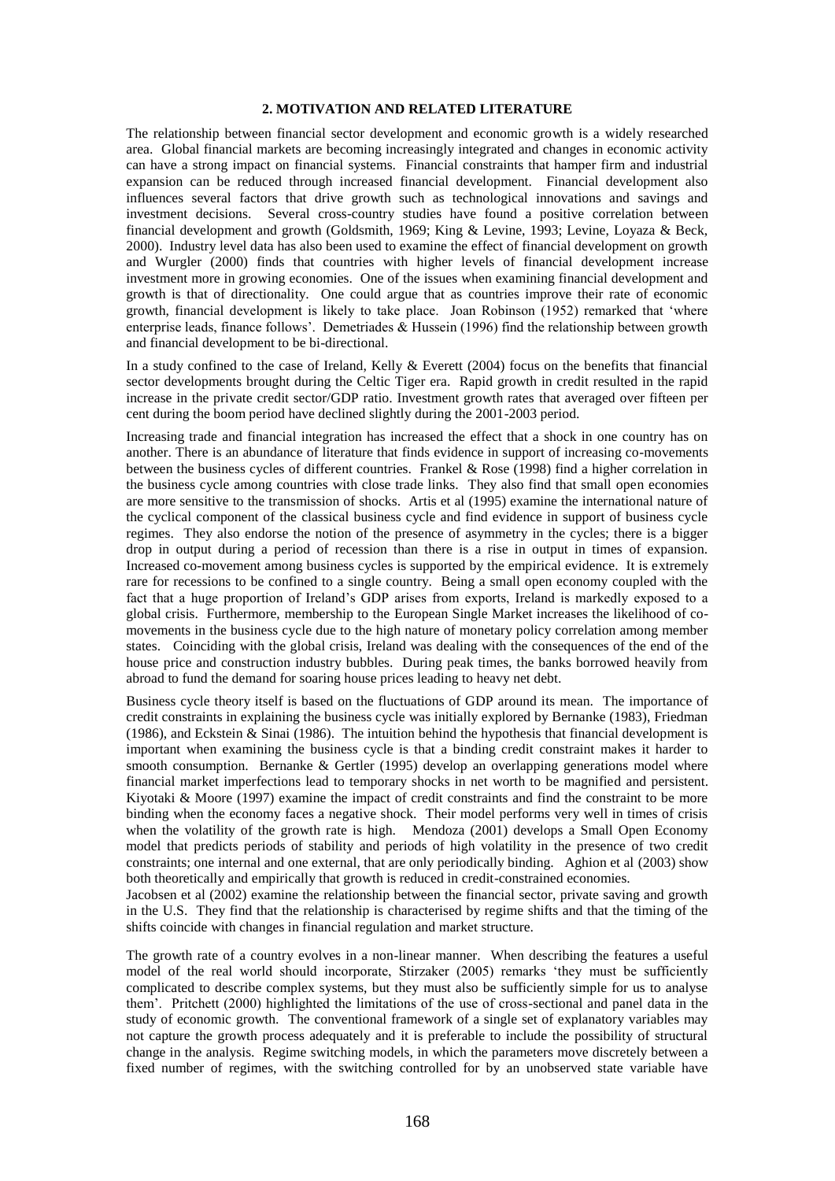## 2. MOTIVATION AND RELATED LITERATURE

The relationship between financial sector development and economic growth is a widely researched area. Global financial markets are becoming increasingly integrated and changes in economic activity can have a strong impact on financial systems. Financial constraints that hamper firm and industrial expansion can be reduced through increased financial development. Financial development also influences several factors that drive growth such as technological innovations and savings and investment decisions. Several cross-country studies have found a positive correlation between financial development and growth (Goldsmith, 1969; King & Levine, 1993; Levine, Loyaza & Beck, 2000). Industry level data has also been used to examine the effect of financial development on growth and Wurgler (2000) finds that countries with higher levels of financial development increase investment more in growing economies. One of the issues when examining financial development and growth is that of directionality. One could argue that as countries improve their rate of economic growth, financial development is likely to take place. Joan Robinson (1952) remarked that 'where enterprise leads, finance follows'. Demetriades & Hussein (1996) find the relationship between growth and financial development to be bi-directional.

In a study confined to the case of Ireland, Kelly & Everett (2004) focus on the benefits that financial sector developments brought during the Celtic Tiger era. Rapid growth in credit resulted in the rapid increase in the private credit sector/GDP ratio. Investment growth rates that averaged over fifteen per cent during the boom period have declined slightly during the 2001-2003 period.

Increasing trade and financial integration has increased the effect that a shock in one country has on another. There is an abundance of literature that finds evidence in support of increasing co-movements between the business cycles of different countries. Frankel & Rose (1998) find a higher correlation in the business cycle among countries with close trade links. They also find that small open economies are more sensitive to the transmission of shocks. Artis et al (1995) examine the international nature of the cyclical component of the classical business cycle and find evidence in support of business cycle regimes. They also endorse the notion of the presence of asymmetry in the cycles; there is a bigger drop in output during a period of recession than there is a rise in output in times of expansion. Increased co-movement among business cycles is supported by the empirical evidence. It is extremely rare for recessions to be confined to a single country. Being a small open economy coupled with the fact that a huge proportion of Ireland's GDP arises from exports, Ireland is markedly exposed to a global crisis. Furthermore, membership to the European Single Market increases the likelihood of co-movements in the business cycle due to the high nature of monetary policy correlation among member states. Coinciding with the global crisis, Ireland was dealing with the consequences of the end of the house price and construction industry bubbles. During peak times, the banks borrowed heavily from abroad to fund the demand for soaring house prices leading to heavy net debt.

Business cycle theory itself is based on the fluctuations of GDP around its mean. The importance of credit constraints in explaining the business cycle was initially explored by Bernanke (1983), Friedman (1986), and Eckstein & Sinai (1986). The intuition behind the hypothesis that financial development is important when examining the business cycle is that a binding credit constraint makes it harder to smooth consumption. Bernanke & Gertler (1995) develop an overlapping generations model where financial market imperfections lead to temporary shocks in net worth to be magnified and persistent. Kiyotaki & Moore (1997) examine the impact of credit constraints and find the constraint to be more binding when the economy faces a negative shock. Their model performs very well in times of crisis when the volatility of the growth rate is high. Mendoza (2001) develops a Small Open Economy model that predicts periods of stability and periods of high volatility in the presence of two credit constraints; one internal and one external, that are only periodically binding. Aghion et al (2003) show both theoretically and empirically that growth is reduced in credit-constrained economies.

Jacobsen et al (2002) examine the relationship between the financial sector, private saving and growth in the U.S. They find that the relationship is characterised by regime shifts and that the timing of the shifts coincide with changes in financial regulation and market structure.

The growth rate of a country evolves in a non-linear manner. When describing the features a useful model of the real world should incorporate, Stirzaker (2005) remarks 'they must be sufficiently complicated to describe complex systems, but they must also be sufficiently simple for us to analyse them'. Pritchett (2000) highlighted the limitations of the use of cross-sectional and panel data in the study of economic growth. The conventional framework of a single set of explanatory variables may not capture the growth process adequately and it is preferable to include the possibility of structural change in the analysis. Regime switching models, in which the parameters move discretely between a fixed number of regimes, with the switching controlled for by an unobserved state variable have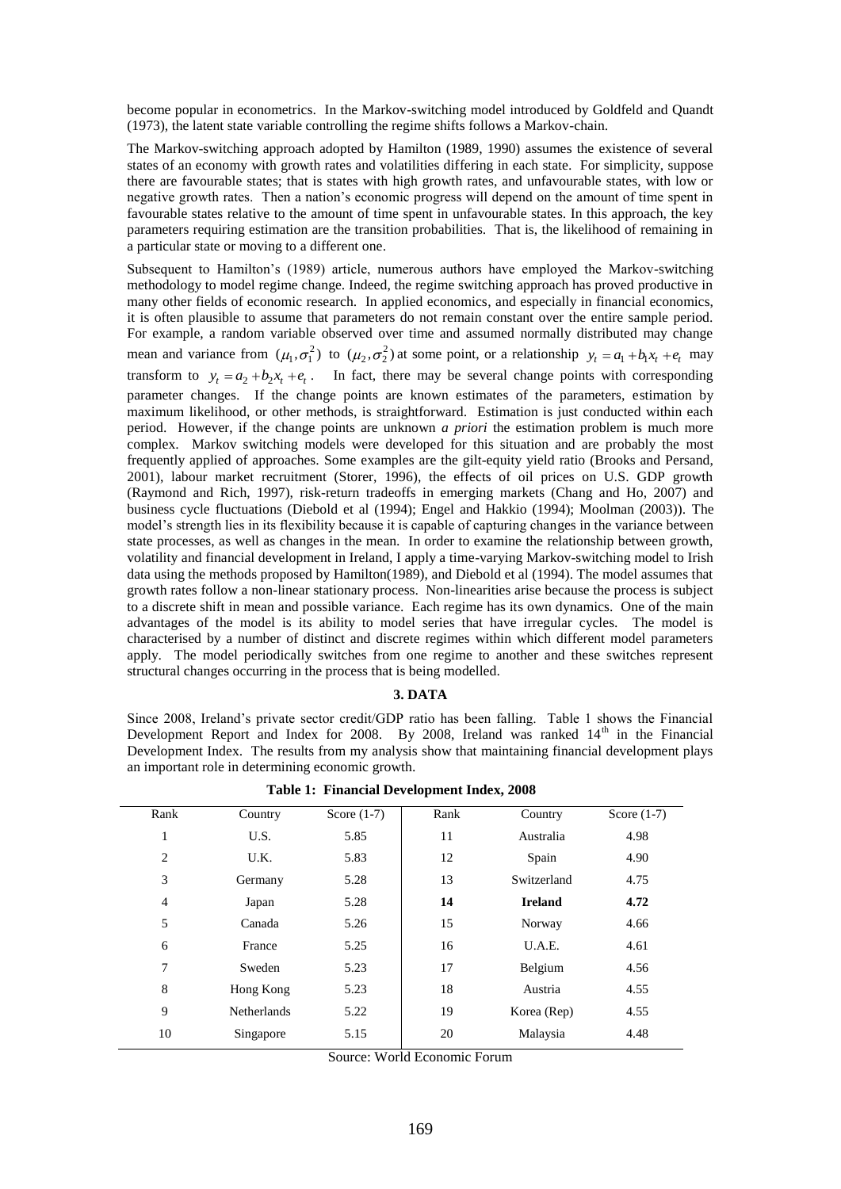become popular in econometrics. In the Markov-switching model introduced by Goldfeld and Quandt (1973), the latent state variable controlling the regime shifts follows a Markov-chain.

The Markov-switching approach adopted by Hamilton (1989, 1990) assumes the existence of several states of an economy with growth rates and volatilities differing in each state. For simplicity, suppose there are favourable states; that is states with high growth rates, and unfavourable states, with low or negative growth rates. Then a nation's economic progress will depend on the amount of time spent in favourable states relative to the amount of time spent in unfavourable states. In this approach, the key parameters requiring estimation are the transition probabilities. That is, the likelihood of remaining in a particular state or moving to a different one.

Subsequent to Hamilton's (1989) article, numerous authors have employed the Markov-switching methodology to model regime change. Indeed, the regime switching approach has proved productive in many other fields of economic research. In applied economics, and especially in financial economics, it is often plausible to assume that parameters do not remain constant over the entire sample period. For example, a random variable observed over time and assumed normally distributed may change mean and variance from $(\mu_1, \sigma_1^2)$ to $(\mu_2, \sigma_2^2)$ at some point, or a relationship $y_t = a_1 + b_1 x_t + e_t$ may transform to $y_t = a_2 + b_2 x_t + e_t$. In fact, there may be several change points with corresponding parameter changes. If the change points are known estimates of the parameters, estimation by maximum likelihood, or other methods, is straightforward. Estimation is just conducted within each period. However, if the change points are unknown *a priori* the estimation problem is much more complex. Markov switching models were developed for this situation and are probably the most frequently applied of approaches. Some examples are the gilt-equity yield ratio (Brooks and Persand, 2001), labour market recruitment (Storer, 1996), the effects of oil prices on U.S. GDP growth (Raymond and Rich, 1997), risk-return tradeoffs in emerging markets (Chang and Ho, 2007) and business cycle fluctuations (Diebold et al (1994); Engel and Hakkio (1994); Moolman (2003)). The model's strength lies in its flexibility because it is capable of capturing changes in the variance between state processes, as well as changes in the mean. In order to examine the relationship between growth, volatility and financial development in Ireland, I apply a time-varying Markov-switching model to Irish data using the methods proposed by Hamilton(1989), and Diebold et al (1994). The model assumes that growth rates follow a non-linear stationary process. Non-linearities arise because the process is subject to a discrete shift in mean and possible variance. Each regime has its own dynamics. One of the main advantages of the model is its ability to model series that have irregular cycles. The model is characterised by a number of distinct and discrete regimes within which different model parameters apply. The model periodically switches from one regime to another and these switches represent structural changes occurring in the process that is being modelled.

## 3. DATA

Since 2008, Ireland's private sector credit/GDP ratio has been falling. Table 1 shows the Financial Development Report and Index for 2008. By 2008, Ireland was ranked 14th in the Financial Development Index. The results from my analysis show that maintaining financial development plays an important role in determining economic growth.

**Table 1: Financial Development Index, 2008**

| Rank | Country | Score (1-7) | Rank | Country | Score (1-7) |
|---|---|---|---|---|---|
| 1 | U.S. | 5.85 | 11 | Australia | 4.98 |
| 2 | U.K. | 5.83 | 12 | Spain | 4.90 |
| 3 | Germany | 5.28 | 13 | Switzerland | 4.75 |
| 4 | Japan | 5.28 | **14** | **Ireland** | **4.72** |
| 5 | Canada | 5.26 | 15 | Norway | 4.66 |
| 6 | France | 5.25 | 16 | U.A.E. | 4.61 |
| 7 | Sweden | 5.23 | 17 | Belgium | 4.56 |
| 8 | Hong Kong | 5.23 | 18 | Austria | 4.55 |
| 9 | Netherlands | 5.22 | 19 | Korea (Rep) | 4.55 |
| 10 | Singapore | 5.15 | 20 | Malaysia | 4.48 |

Source: World Economic Forum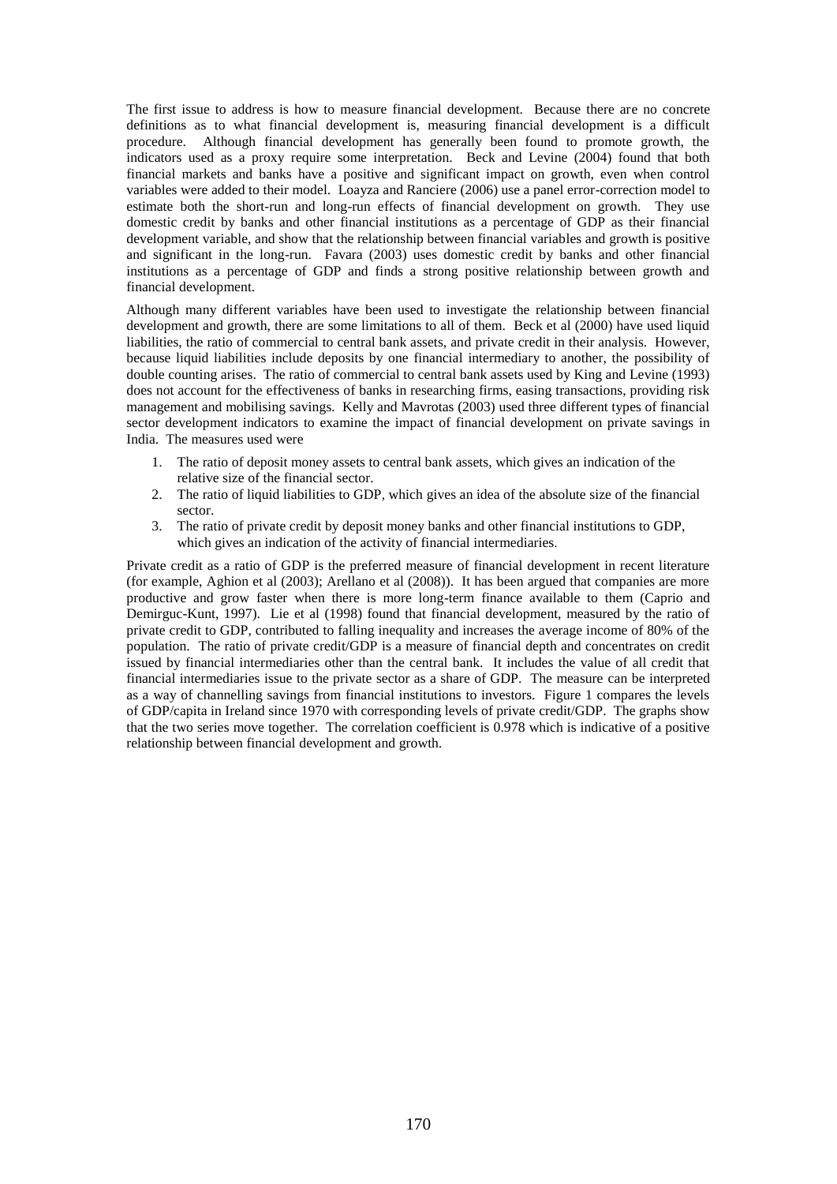The first issue to address is how to measure financial development. Because there are no concrete definitions as to what financial development is, measuring financial development is a difficult procedure. Although financial development has generally been found to promote growth, the indicators used as a proxy require some interpretation. Beck and Levine (2004) found that both financial markets and banks have a positive and significant impact on growth, even when control variables were added to their model. Loayza and Ranciere (2006) use a panel error-correction model to estimate both the short-run and long-run effects of financial development on growth. They use domestic credit by banks and other financial institutions as a percentage of GDP as their financial development variable, and show that the relationship between financial variables and growth is positive and significant in the long-run. Favara (2003) uses domestic credit by banks and other financial institutions as a percentage of GDP and finds a strong positive relationship between growth and financial development.

Although many different variables have been used to investigate the relationship between financial development and growth, there are some limitations to all of them. Beck et al (2000) have used liquid liabilities, the ratio of commercial to central bank assets, and private credit in their analysis. However, because liquid liabilities include deposits by one financial intermediary to another, the possibility of double counting arises. The ratio of commercial to central bank assets used by King and Levine (1993) does not account for the effectiveness of banks in researching firms, easing transactions, providing risk management and mobilising savings. Kelly and Mavrotas (2003) used three different types of financial sector development indicators to examine the impact of financial development on private savings in India. The measures used were

1. The ratio of deposit money assets to central bank assets, which gives an indication of the relative size of the financial sector.
2. The ratio of liquid liabilities to GDP, which gives an idea of the absolute size of the financial sector.
3. The ratio of private credit by deposit money banks and other financial institutions to GDP, which gives an indication of the activity of financial intermediaries.

Private credit as a ratio of GDP is the preferred measure of financial development in recent literature (for example, Aghion et al (2003); Arellano et al (2008)). It has been argued that companies are more productive and grow faster when there is more long-term finance available to them (Caprio and Demirguc-Kunt, 1997). Lie et al (1998) found that financial development, measured by the ratio of private credit to GDP, contributed to falling inequality and increases the average income of 80% of the population. The ratio of private credit/GDP is a measure of financial depth and concentrates on credit issued by financial intermediaries other than the central bank. It includes the value of all credit that financial intermediaries issue to the private sector as a share of GDP. The measure can be interpreted as a way of channelling savings from financial institutions to investors. Figure 1 compares the levels of GDP/capita in Ireland since 1970 with corresponding levels of private credit/GDP. The graphs show that the two series move together. The correlation coefficient is 0.978 which is indicative of a positive relationship between financial development and growth.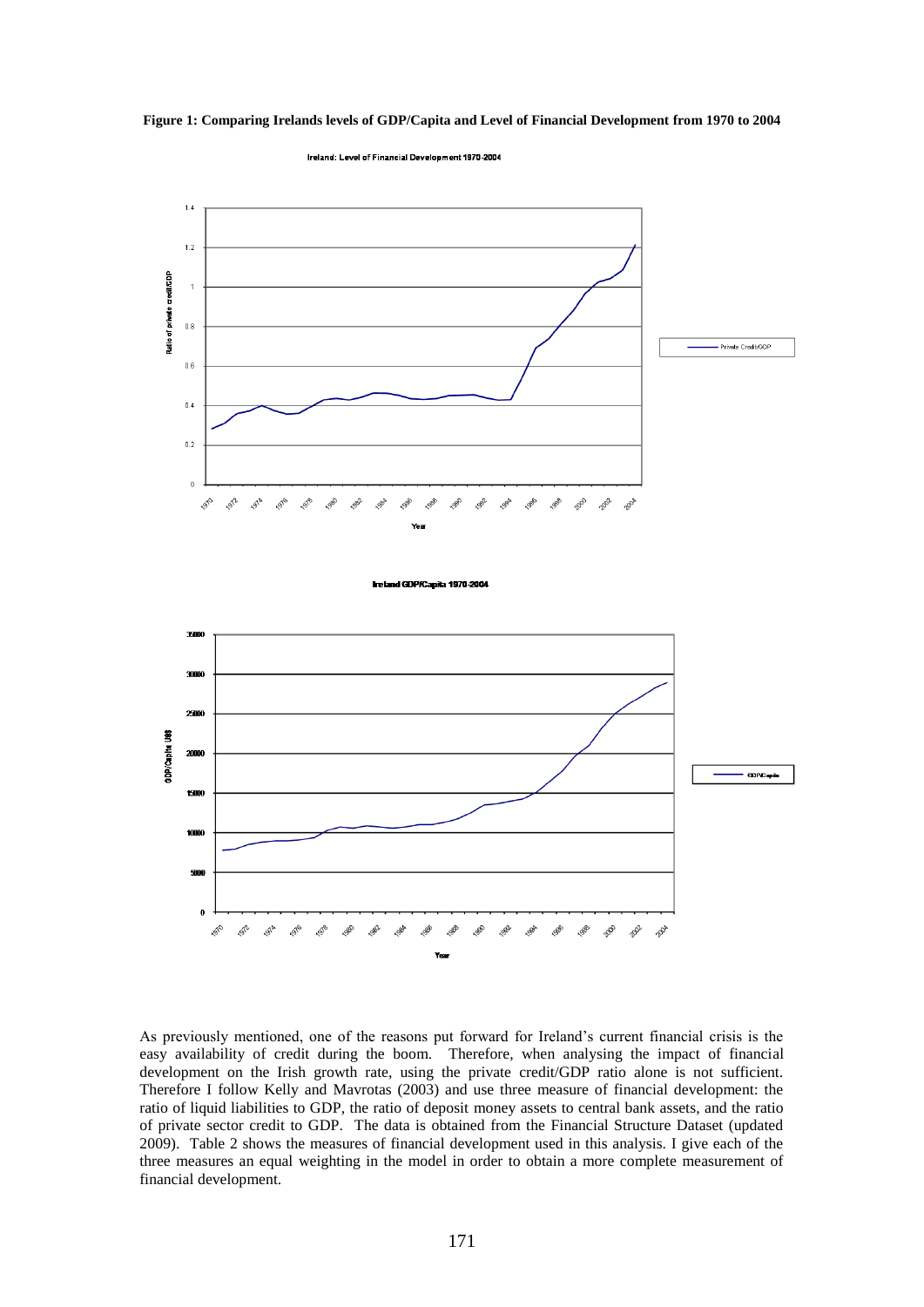**Figure 1: Comparing Irelands levels of GDP/Capita and Level of Financial Development from 1970 to 2004**

As previously mentioned, one of the reasons put forward for Ireland's current financial crisis is the easy availability of credit during the boom. Therefore, when analysing the impact of financial development on the Irish growth rate, using the private credit/GDP ratio alone is not sufficient. Therefore I follow Kelly and Mavrotas (2003) and use three measure of financial development: the ratio of liquid liabilities to GDP, the ratio of deposit money assets to central bank assets, and the ratio of private sector credit to GDP. The data is obtained from the Financial Structure Dataset (updated 2009). Table 2 shows the measures of financial development used in this analysis. I give each of the three measures an equal weighting in the model in order to obtain a more complete measurement of financial development.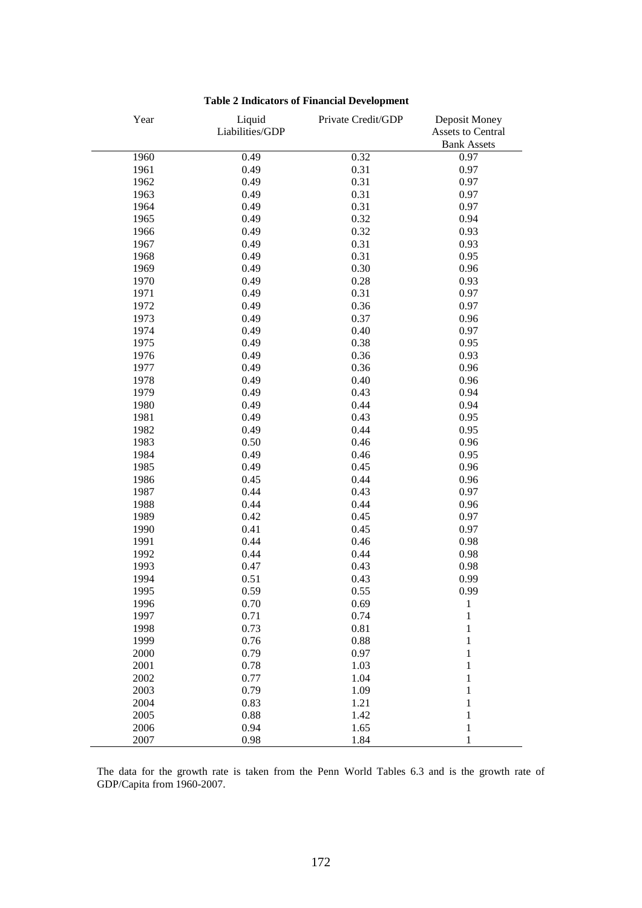**Table 2 Indicators of Financial Development**

| Year | Liquid Liabilities/GDP | Private Credit/GDP | Deposit Money Assets to Central Bank Assets |
|---|---|---|---|
| 1960 | 0.49 | 0.32 | 0.97 |
| 1961 | 0.49 | 0.31 | 0.97 |
| 1962 | 0.49 | 0.31 | 0.97 |
| 1963 | 0.49 | 0.31 | 0.97 |
| 1964 | 0.49 | 0.31 | 0.97 |
| 1965 | 0.49 | 0.32 | 0.94 |
| 1966 | 0.49 | 0.32 | 0.93 |
| 1967 | 0.49 | 0.31 | 0.93 |
| 1968 | 0.49 | 0.31 | 0.95 |
| 1969 | 0.49 | 0.30 | 0.96 |
| 1970 | 0.49 | 0.28 | 0.93 |
| 1971 | 0.49 | 0.31 | 0.97 |
| 1972 | 0.49 | 0.36 | 0.97 |
| 1973 | 0.49 | 0.37 | 0.96 |
| 1974 | 0.49 | 0.40 | 0.97 |
| 1975 | 0.49 | 0.38 | 0.95 |
| 1976 | 0.49 | 0.36 | 0.93 |
| 1977 | 0.49 | 0.36 | 0.96 |
| 1978 | 0.49 | 0.40 | 0.96 |
| 1979 | 0.49 | 0.43 | 0.94 |
| 1980 | 0.49 | 0.44 | 0.94 |
| 1981 | 0.49 | 0.43 | 0.95 |
| 1982 | 0.49 | 0.44 | 0.95 |
| 1983 | 0.50 | 0.46 | 0.96 |
| 1984 | 0.49 | 0.46 | 0.95 |
| 1985 | 0.49 | 0.45 | 0.96 |
| 1986 | 0.45 | 0.44 | 0.96 |
| 1987 | 0.44 | 0.43 | 0.97 |
| 1988 | 0.44 | 0.44 | 0.96 |
| 1989 | 0.42 | 0.45 | 0.97 |
| 1990 | 0.41 | 0.45 | 0.97 |
| 1991 | 0.44 | 0.46 | 0.98 |
| 1992 | 0.44 | 0.44 | 0.98 |
| 1993 | 0.47 | 0.43 | 0.98 |
| 1994 | 0.51 | 0.43 | 0.99 |
| 1995 | 0.59 | 0.55 | 0.99 |
| 1996 | 0.70 | 0.69 | 1 |
| 1997 | 0.71 | 0.74 | 1 |
| 1998 | 0.73 | 0.81 | 1 |
| 1999 | 0.76 | 0.88 | 1 |
| 2000 | 0.79 | 0.97 | 1 |
| 2001 | 0.78 | 1.03 | 1 |
| 2002 | 0.77 | 1.04 | 1 |
| 2003 | 0.79 | 1.09 | 1 |
| 2004 | 0.83 | 1.21 | 1 |
| 2005 | 0.88 | 1.42 | 1 |
| 2006 | 0.94 | 1.65 | 1 |
| 2007 | 0.98 | 1.84 | 1 |

The data for the growth rate is taken from the Penn World Tables 6.3 and is the growth rate of GDP/Capita from 1960-2007.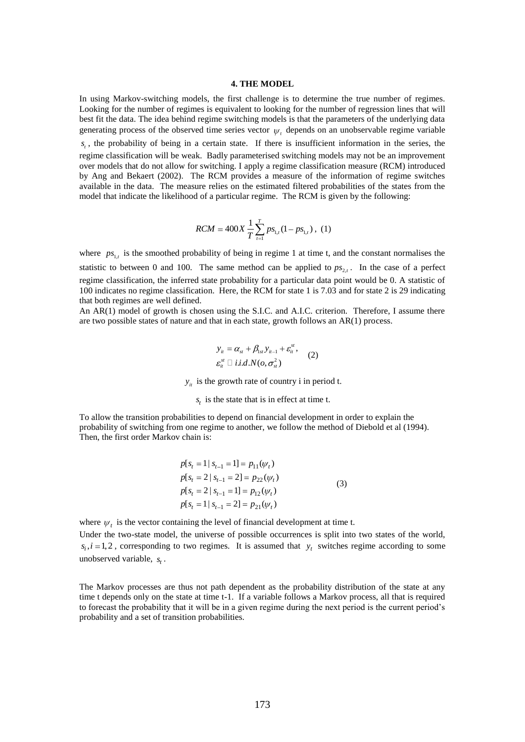### 4. THE MODEL

In using Markov-switching models, the first challenge is to determine the true number of regimes. Looking for the number of regimes is equivalent to looking for the number of regression lines that will best fit the data. The idea behind regime switching models is that the parameters of the underlying data generating process of the observed time series vector $\psi_t$ depends on an unobservable regime variable $s_t$, the probability of being in a certain state. If there is insufficient information in the series, the regime classification will be weak. Badly parameterised switching models may not be an improvement over models that do not allow for switching. I apply a regime classification measure (RCM) introduced by Ang and Bekaert (2002). The RCM provides a measure of the information of regime switches available in the data. The measure relies on the estimated filtered probabilities of the states from the model that indicate the likelihood of a particular regime. The RCM is given by the following:

$$RCM = 400X \frac{1}{T} \sum_{t=1}^{T} ps_{1,t}(1 - ps_{1,t}), \quad (1)$$

where $ps_{1,t}$ is the smoothed probability of being in regime 1 at time t, and the constant normalises the statistic to between 0 and 100. The same method can be applied to $ps_{2,t}$. In the case of a perfect regime classification, the inferred state probability for a particular data point would be 0. A statistic of 100 indicates no regime classification. Here, the RCM for state 1 is 7.03 and for state 2 is 29 indicating that both regimes are well defined.

An AR(1) model of growth is chosen using the S.I.C. and A.I.C. criterion. Therefore, I assume there are two possible states of nature and that in each state, growth follows an AR(1) process.

$$\begin{aligned} y_{it} &= \alpha_{st} + \beta_{1st} y_{it-1} + \varepsilon_{it}^{st}, \\ \varepsilon_{it}^{st} &\sim i.i.d.N(o, \sigma_{st}^2) \end{aligned} \quad (2)$$

$y_{it}$ is the growth rate of country i in period t.

$s_t$ is the state that is in effect at time t.

To allow the transition probabilities to depend on financial development in order to explain the probability of switching from one regime to another, we follow the method of Diebold et al (1994). Then, the first order Markov chain is:

$$\begin{aligned} p[s_t = 1 \mid s_{t-1} = 1] &= p_{11}(\psi_t) \\ p[s_t = 2 \mid s_{t-1} = 2] &= p_{22}(\psi_t) \\ p[s_t = 2 \mid s_{t-1} = 1] &= p_{12}(\psi_t) \\ p[s_t = 1 \mid s_{t-1} = 2] &= p_{21}(\psi_t) \end{aligned} \quad (3)$$

where $\psi_t$ is the vector containing the level of financial development at time t.

Under the two-state model, the universe of possible occurrences is split into two states of the world, $s_i, i = 1, 2$, corresponding to two regimes. It is assumed that $y_t$ switches regime according to some unobserved variable, $s_t$.

The Markov processes are thus not path dependent as the probability distribution of the state at any time t depends only on the state at time t-1. If a variable follows a Markov process, all that is required to forecast the probability that it will be in a given regime during the next period is the current period's probability and a set of transition probabilities.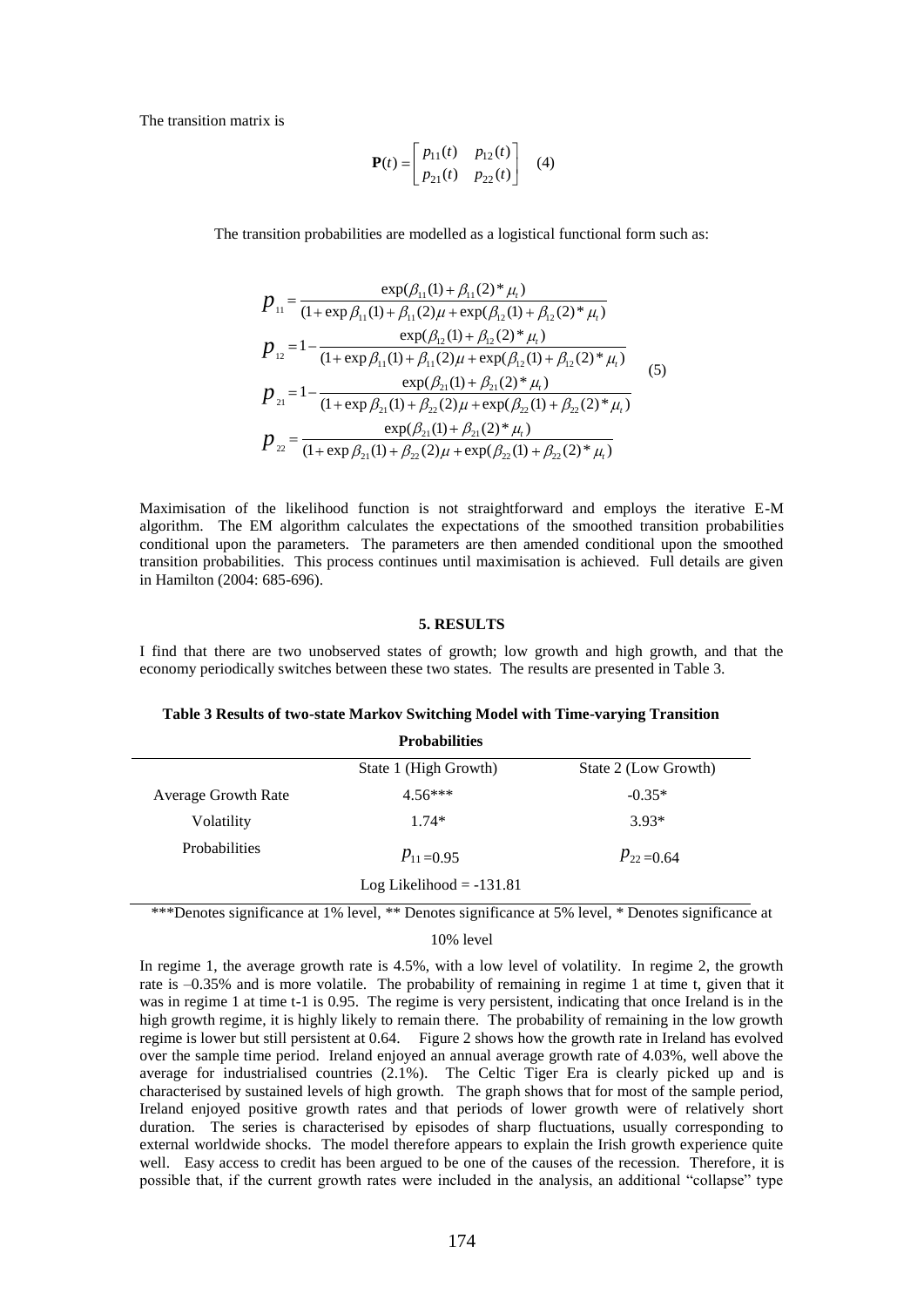The transition matrix is

$$\mathbf{P}(t) = \begin{bmatrix} p_{11}(t) & p_{12}(t) \\ p_{21}(t) & p_{22}(t) \end{bmatrix} \quad (4)$$

The transition probabilities are modelled as a logistical functional form such as:

$$\begin{aligned}
p_{11} &= \frac{\exp(\beta_{11}(1) + \beta_{11}(2) * \mu_t)}{(1 + \exp \beta_{11}(1) + \beta_{11}(2)\mu + \exp(\beta_{12}(1) + \beta_{12}(2) * \mu_t)} \\
p_{12} &= 1 - \frac{\exp(\beta_{12}(1) + \beta_{12}(2) * \mu_t)}{(1 + \exp \beta_{11}(1) + \beta_{11}(2)\mu + \exp(\beta_{12}(1) + \beta_{12}(2) * \mu_t)} \\
p_{21} &= 1 - \frac{\exp(\beta_{21}(1) + \beta_{21}(2) * \mu_t)}{(1 + \exp \beta_{21}(1) + \beta_{22}(2)\mu + \exp(\beta_{22}(1) + \beta_{22}(2) * \mu_t)} \\
p_{22} &= \frac{\exp(\beta_{21}(1) + \beta_{21}(2) * \mu_t)}{(1 + \exp \beta_{21}(1) + \beta_{22}(2)\mu + \exp(\beta_{22}(1) + \beta_{22}(2) * \mu_t)}
\end{aligned} \quad (5)$$

Maximisation of the likelihood function is not straightforward and employs the iterative E-M algorithm. The EM algorithm calculates the expectations of the smoothed transition probabilities conditional upon the parameters. The parameters are then amended conditional upon the smoothed transition probabilities. This process continues until maximisation is achieved. Full details are given in Hamilton (2004: 685-696).

## 5. RESULTS

I find that there are two unobserved states of growth; low growth and high growth, and that the economy periodically switches between these two states. The results are presented in Table 3.

**Table 3 Results of two-state Markov Switching Model with Time-varying Transition Probabilities**

| | State 1 (High Growth) | State 2 (Low Growth) |
|---|---|---|
| Average Growth Rate | 4.56*** | -0.35* |
| Volatility | 1.74* | 3.93* |
| Probabilities | $p_{11}$ =0.95 | $p_{22}$ =0.64 |
| | Log Likelihood = -131.81 | |

***Denotes significance at 1% level, ** Denotes significance at 5% level, * Denotes significance at 10% level

In regime 1, the average growth rate is 4.5%, with a low level of volatility. In regime 2, the growth rate is –0.35% and is more volatile. The probability of remaining in regime 1 at time t, given that it was in regime 1 at time t-1 is 0.95. The regime is very persistent, indicating that once Ireland is in the high growth regime, it is highly likely to remain there. The probability of remaining in the low growth regime is lower but still persistent at 0.64. Figure 2 shows how the growth rate in Ireland has evolved over the sample time period. Ireland enjoyed an annual average growth rate of 4.03%, well above the average for industrialised countries (2.1%). The Celtic Tiger Era is clearly picked up and is characterised by sustained levels of high growth. The graph shows that for most of the sample period, Ireland enjoyed positive growth rates and that periods of lower growth were of relatively short duration. The series is characterised by episodes of sharp fluctuations, usually corresponding to external worldwide shocks. The model therefore appears to explain the Irish growth experience quite well. Easy access to credit has been argued to be one of the causes of the recession. Therefore, it is possible that, if the current growth rates were included in the analysis, an additional "collapse" type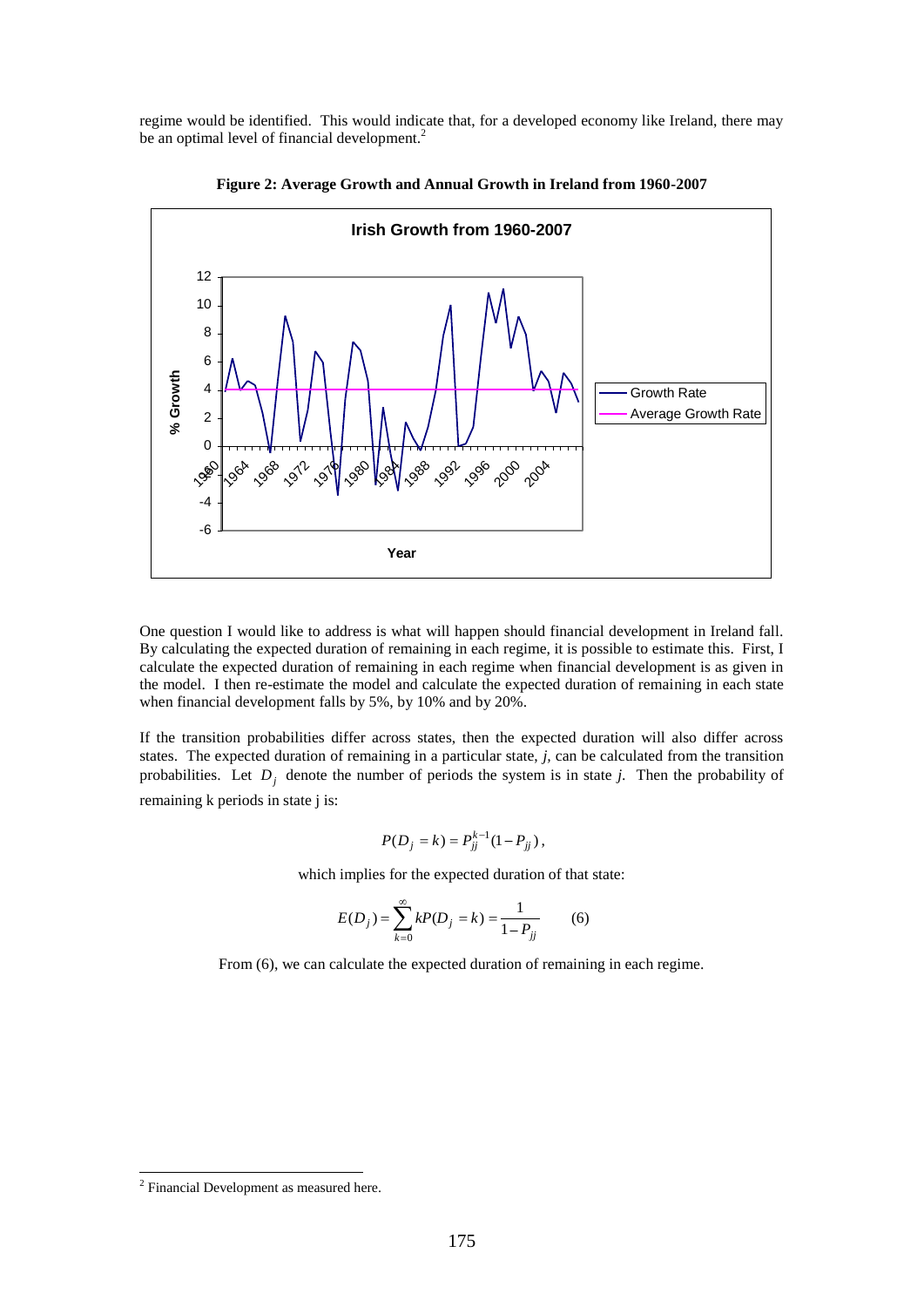regime would be identified. This would indicate that, for a developed economy like Ireland, there may be an optimal level of financial development.[2]

**Figure 2: Average Growth and Annual Growth in Ireland from 1960-2007**

One question I would like to address is what will happen should financial development in Ireland fall. By calculating the expected duration of remaining in each regime, it is possible to estimate this. First, I calculate the expected duration of remaining in each regime when financial development is as given in the model. I then re-estimate the model and calculate the expected duration of remaining in each state when financial development falls by 5%, by 10% and by 20%.

If the transition probabilities differ across states, then the expected duration will also differ across states. The expected duration of remaining in a particular state, *j*, can be calculated from the transition probabilities. Let $D_j$ denote the number of periods the system is in state *j*. Then the probability of remaining k periods in state j is:

$$P(D_j = k) = P_{jj}^{k-1}(1 - P_{jj}),$$

which implies for the expected duration of that state:

$$E(D_j) = \sum_{k=0}^{\infty} kP(D_j = k) = \frac{1}{1 - P_{jj}} \qquad (6)$$

From (6), we can calculate the expected duration of remaining in each regime.

---

[2] Financial Development as measured here.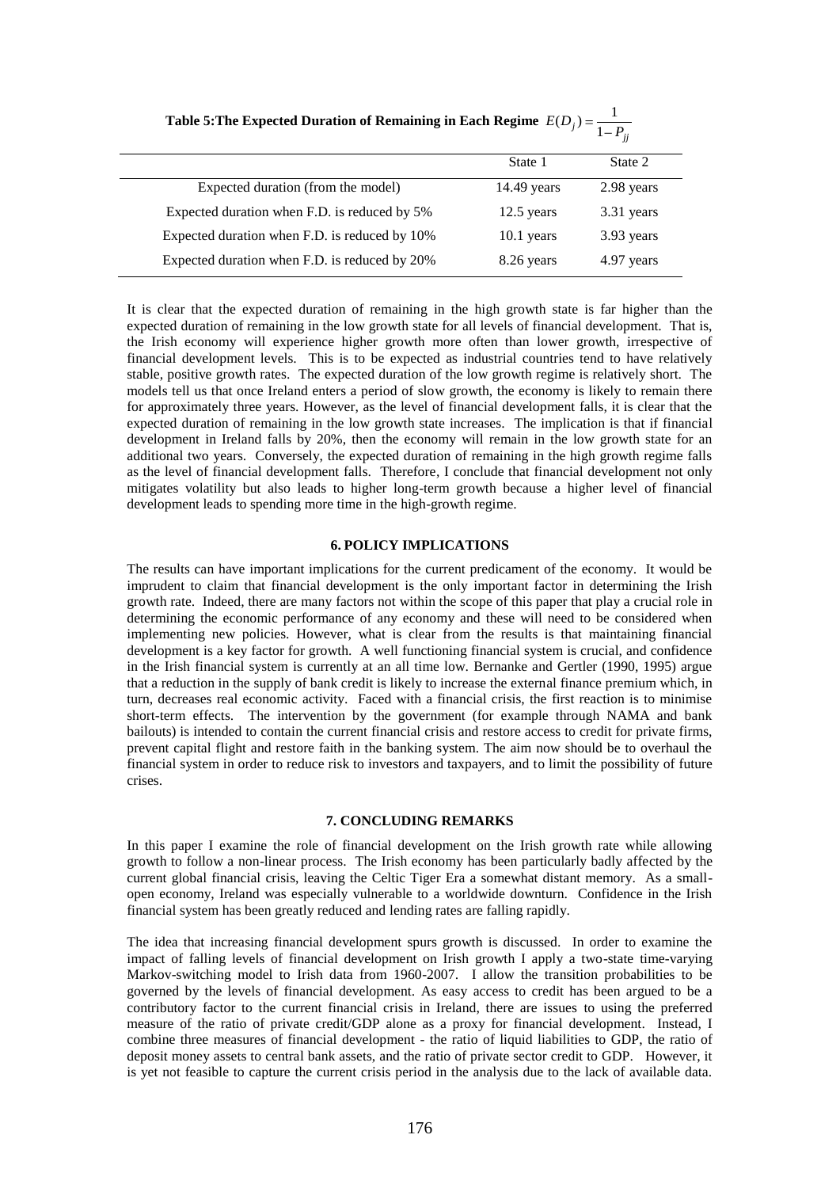**Table 5: The Expected Duration of Remaining in Each Regime** $E(D_j) = \frac{1}{1-P_{jj}}$

| | State 1 | State 2 |
|---|---|---|
| Expected duration (from the model) | 14.49 years | 2.98 years |
| Expected duration when F.D. is reduced by 5% | 12.5 years | 3.31 years |
| Expected duration when F.D. is reduced by 10% | 10.1 years | 3.93 years |
| Expected duration when F.D. is reduced by 20% | 8.26 years | 4.97 years |

It is clear that the expected duration of remaining in the high growth state is far higher than the expected duration of remaining in the low growth state for all levels of financial development. That is, the Irish economy will experience higher growth more often than lower growth, irrespective of financial development levels. This is to be expected as industrial countries tend to have relatively stable, positive growth rates. The expected duration of the low growth regime is relatively short. The models tell us that once Ireland enters a period of slow growth, the economy is likely to remain there for approximately three years. However, as the level of financial development falls, it is clear that the expected duration of remaining in the low growth state increases. The implication is that if financial development in Ireland falls by 20%, then the economy will remain in the low growth state for an additional two years. Conversely, the expected duration of remaining in the high growth regime falls as the level of financial development falls. Therefore, I conclude that financial development not only mitigates volatility but also leads to higher long-term growth because a higher level of financial development leads to spending more time in the high-growth regime.

## 6. POLICY IMPLICATIONS

The results can have important implications for the current predicament of the economy. It would be imprudent to claim that financial development is the only important factor in determining the Irish growth rate. Indeed, there are many factors not within the scope of this paper that play a crucial role in determining the economic performance of any economy and these will need to be considered when implementing new policies. However, what is clear from the results is that maintaining financial development is a key factor for growth. A well functioning financial system is crucial, and confidence in the Irish financial system is currently at an all time low. Bernanke and Gertler (1990, 1995) argue that a reduction in the supply of bank credit is likely to increase the external finance premium which, in turn, decreases real economic activity. Faced with a financial crisis, the first reaction is to minimise short-term effects. The intervention by the government (for example through NAMA and bank bailouts) is intended to contain the current financial crisis and restore access to credit for private firms, prevent capital flight and restore faith in the banking system. The aim now should be to overhaul the financial system in order to reduce risk to investors and taxpayers, and to limit the possibility of future crises.

## 7. CONCLUDING REMARKS

In this paper I examine the role of financial development on the Irish growth rate while allowing growth to follow a non-linear process. The Irish economy has been particularly badly affected by the current global financial crisis, leaving the Celtic Tiger Era a somewhat distant memory. As a small-open economy, Ireland was especially vulnerable to a worldwide downturn. Confidence in the Irish financial system has been greatly reduced and lending rates are falling rapidly.

The idea that increasing financial development spurs growth is discussed. In order to examine the impact of falling levels of financial development on Irish growth I apply a two-state time-varying Markov-switching model to Irish data from 1960-2007. I allow the transition probabilities to be governed by the levels of financial development. As easy access to credit has been argued to be a contributory factor to the current financial crisis in Ireland, there are issues to using the preferred measure of the ratio of private credit/GDP alone as a proxy for financial development. Instead, I combine three measures of financial development - the ratio of liquid liabilities to GDP, the ratio of deposit money assets to central bank assets, and the ratio of private sector credit to GDP. However, it is yet not feasible to capture the current crisis period in the analysis due to the lack of available data.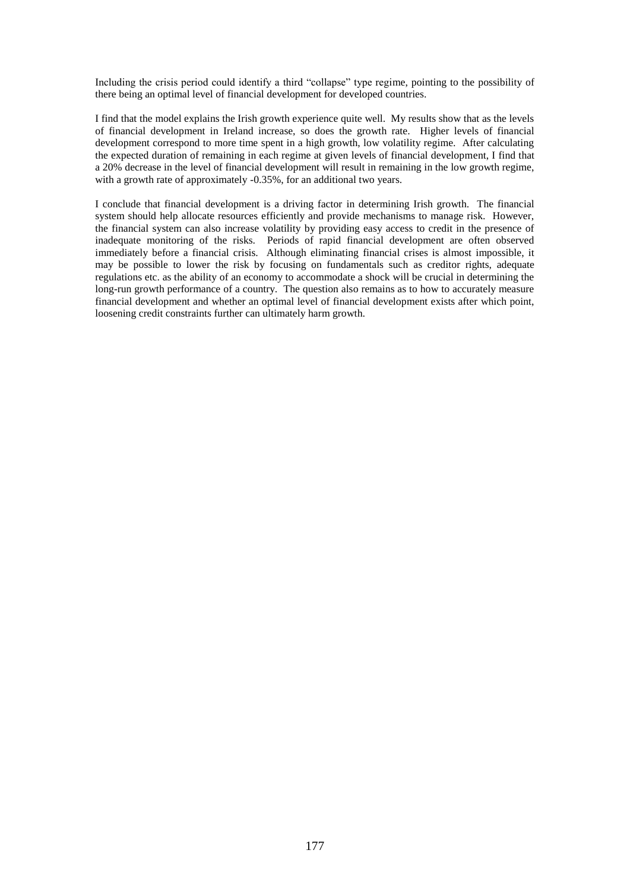Including the crisis period could identify a third "collapse" type regime, pointing to the possibility of there being an optimal level of financial development for developed countries.

I find that the model explains the Irish growth experience quite well. My results show that as the levels of financial development in Ireland increase, so does the growth rate. Higher levels of financial development correspond to more time spent in a high growth, low volatility regime. After calculating the expected duration of remaining in each regime at given levels of financial development, I find that a 20% decrease in the level of financial development will result in remaining in the low growth regime, with a growth rate of approximately -0.35%, for an additional two years.

I conclude that financial development is a driving factor in determining Irish growth. The financial system should help allocate resources efficiently and provide mechanisms to manage risk. However, the financial system can also increase volatility by providing easy access to credit in the presence of inadequate monitoring of the risks. Periods of rapid financial development are often observed immediately before a financial crisis. Although eliminating financial crises is almost impossible, it may be possible to lower the risk by focusing on fundamentals such as creditor rights, adequate regulations etc. as the ability of an economy to accommodate a shock will be crucial in determining the long-run growth performance of a country. The question also remains as to how to accurately measure financial development and whether an optimal level of financial development exists after which point, loosening credit constraints further can ultimately harm growth.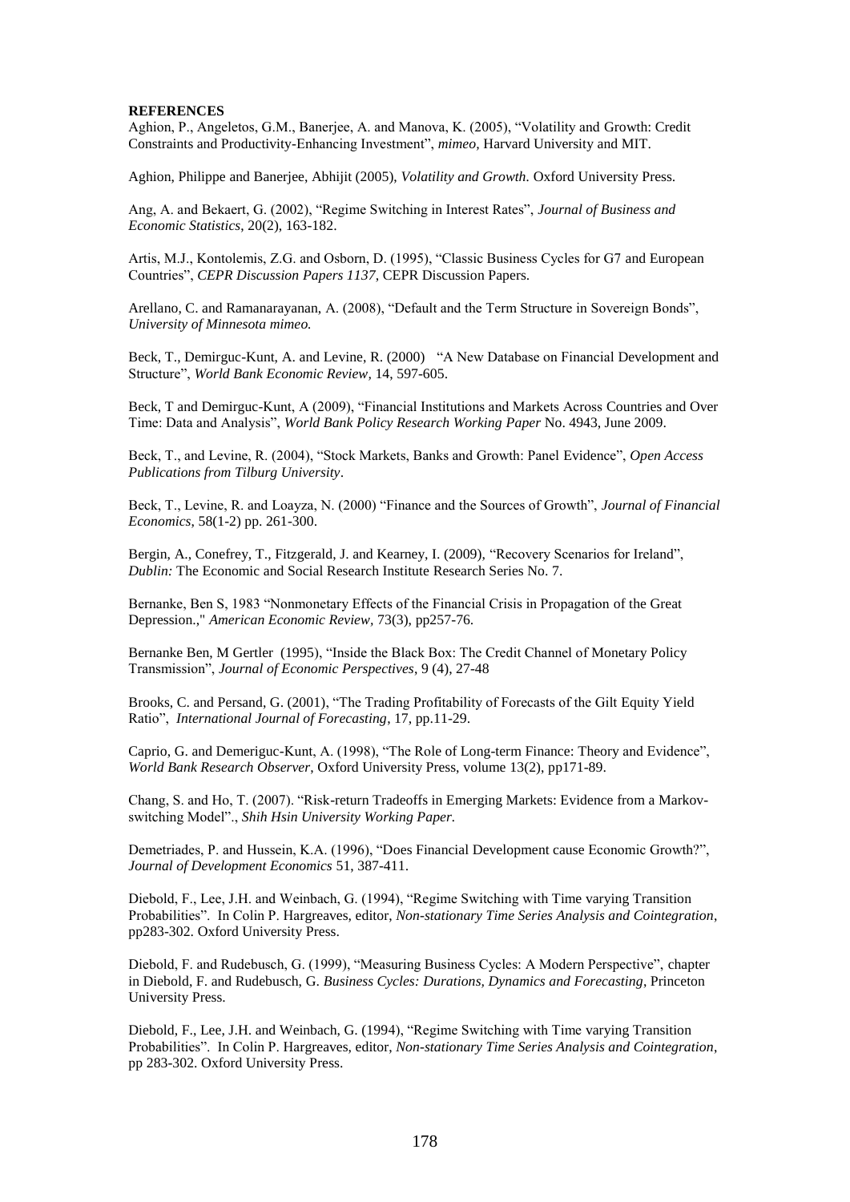**REFERENCES**

Aghion, P., Angeletos, G.M., Banerjee, A. and Manova, K. (2005), "Volatility and Growth: Credit Constraints and Productivity-Enhancing Investment", *mimeo,* Harvard University and MIT.

Aghion, Philippe and Banerjee, Abhijit (2005), *Volatility and Growth.* Oxford University Press.

Ang, A. and Bekaert, G. (2002), "Regime Switching in Interest Rates", *Journal of Business and Economic Statistics*, 20(2), 163-182.

Artis, M.J., Kontolemis, Z.G. and Osborn, D. (1995), "Classic Business Cycles for G7 and European Countries", *CEPR Discussion Papers 1137,* CEPR Discussion Papers.

Arellano, C. and Ramanarayanan, A. (2008), "Default and the Term Structure in Sovereign Bonds", *University of Minnesota mimeo.*

Beck, T., Demirguc-Kunt, A. and Levine, R. (2000) "A New Database on Financial Development and Structure", *World Bank Economic Review,* 14, 597-605.

Beck, T and Demirguc-Kunt, A (2009), "Financial Institutions and Markets Across Countries and Over Time: Data and Analysis", *World Bank Policy Research Working Paper* No. 4943, June 2009.

Beck, T., and Levine, R. (2004), "Stock Markets, Banks and Growth: Panel Evidence", *Open Access Publications from Tilburg University*.

Beck, T., Levine, R. and Loayza, N. (2000) "Finance and the Sources of Growth", *Journal of Financial Economics,* 58(1-2) pp. 261-300.

Bergin, A., Conefrey, T., Fitzgerald, J. and Kearney, I. (2009), "Recovery Scenarios for Ireland", *Dublin:* The Economic and Social Research Institute Research Series No. 7.

Bernanke, Ben S, 1983 "Nonmonetary Effects of the Financial Crisis in Propagation of the Great Depression.," *American Economic Review,* 73(3), pp257-76.

Bernanke Ben, M Gertler (1995), "Inside the Black Box: The Credit Channel of Monetary Policy Transmission", *Journal of Economic Perspectives*, 9 (4), 27-48

Brooks, C. and Persand, G. (2001), "The Trading Profitability of Forecasts of the Gilt Equity Yield Ratio", *International Journal of Forecasting,* 17, pp.11-29.

Caprio, G. and Demeriguc-Kunt, A. (1998), "The Role of Long-term Finance: Theory and Evidence", *World Bank Research Observer*, Oxford University Press, volume 13(2), pp171-89.

Chang, S. and Ho, T. (2007). "Risk-return Tradeoffs in Emerging Markets: Evidence from a Markov-switching Model"., *Shih Hsin University Working Paper.*

Demetriades, P. and Hussein, K.A. (1996), "Does Financial Development cause Economic Growth?", *Journal of Development Economics* 51, 387-411.

Diebold, F., Lee, J.H. and Weinbach, G. (1994), "Regime Switching with Time varying Transition Probabilities". In Colin P. Hargreaves, editor, *Non-stationary Time Series Analysis and Cointegration*, pp283-302. Oxford University Press.

Diebold, F. and Rudebusch, G. (1999), "Measuring Business Cycles: A Modern Perspective", chapter in Diebold, F. and Rudebusch, G. *Business Cycles: Durations, Dynamics and Forecasting*, Princeton University Press.

Diebold, F., Lee, J.H. and Weinbach, G. (1994), "Regime Switching with Time varying Transition Probabilities". In Colin P. Hargreaves, editor, *Non-stationary Time Series Analysis and Cointegration*, pp 283-302. Oxford University Press.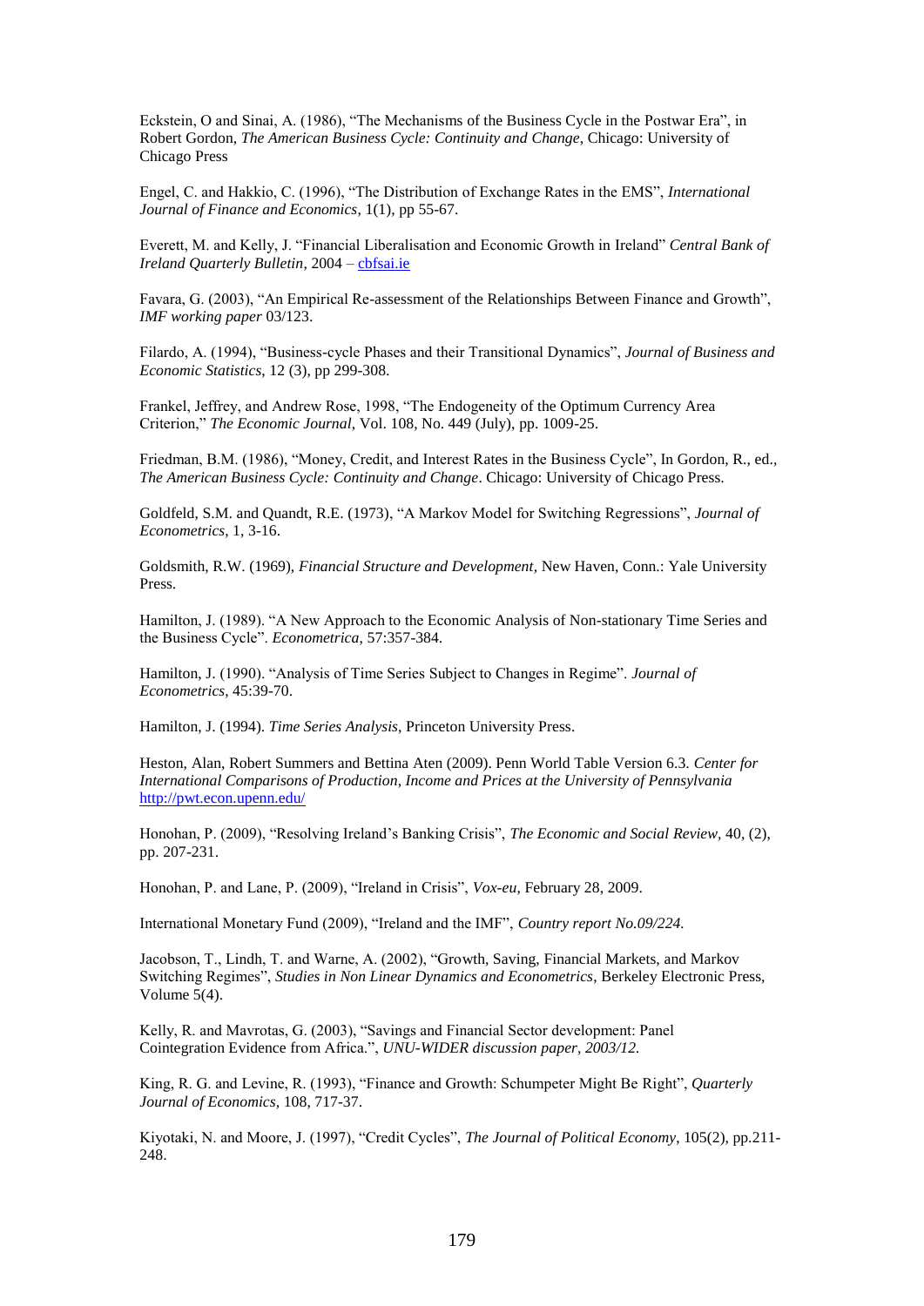Eckstein, O and Sinai, A. (1986), "The Mechanisms of the Business Cycle in the Postwar Era", in Robert Gordon, *The American Business Cycle: Continuity and Change*, Chicago: University of Chicago Press

Engel, C. and Hakkio, C. (1996), "The Distribution of Exchange Rates in the EMS", *International Journal of Finance and Economics*, 1(1), pp 55-67.

Everett, M. and Kelly, J. "Financial Liberalisation and Economic Growth in Ireland" *Central Bank of Ireland Quarterly Bulletin*, 2004 – cbfsai.ie

Favara, G. (2003), "An Empirical Re-assessment of the Relationships Between Finance and Growth", *IMF working paper* 03/123.

Filardo, A. (1994), "Business-cycle Phases and their Transitional Dynamics", *Journal of Business and Economic Statistics*, 12 (3), pp 299-308.

Frankel, Jeffrey, and Andrew Rose, 1998, "The Endogeneity of the Optimum Currency Area Criterion," *The Economic Journal*, Vol. 108, No. 449 (July), pp. 1009-25.

Friedman, B.M. (1986), "Money, Credit, and Interest Rates in the Business Cycle", In Gordon, R., ed., *The American Business Cycle: Continuity and Change*. Chicago: University of Chicago Press.

Goldfeld, S.M. and Quandt, R.E. (1973), "A Markov Model for Switching Regressions", *Journal of Econometrics*, 1, 3-16.

Goldsmith, R.W. (1969), *Financial Structure and Development*, New Haven, Conn.: Yale University Press.

Hamilton, J. (1989). "A New Approach to the Economic Analysis of Non-stationary Time Series and the Business Cycle". *Econometrica*, 57:357-384.

Hamilton, J. (1990). "Analysis of Time Series Subject to Changes in Regime". *Journal of Econometrics*, 45:39-70.

Hamilton, J. (1994). *Time Series Analysis*, Princeton University Press.

Heston, Alan, Robert Summers and Bettina Aten (2009). Penn World Table Version 6.3. *Center for International Comparisons of Production, Income and Prices at the University of Pennsylvania* http://pwt.econ.upenn.edu/

Honohan, P. (2009), "Resolving Ireland's Banking Crisis", *The Economic and Social Review*, 40, (2), pp. 207-231.

Honohan, P. and Lane, P. (2009), "Ireland in Crisis", *Vox-eu*, February 28, 2009.

International Monetary Fund (2009), "Ireland and the IMF", *Country report No.09/224.*

Jacobson, T., Lindh, T. and Warne, A. (2002), "Growth, Saving, Financial Markets, and Markov Switching Regimes", *Studies in Non Linear Dynamics and Econometrics*, Berkeley Electronic Press, Volume 5(4).

Kelly, R. and Mavrotas, G. (2003), "Savings and Financial Sector development: Panel Cointegration Evidence from Africa.", *UNU-WIDER discussion paper, 2003/12.*

King, R. G. and Levine, R. (1993), "Finance and Growth: Schumpeter Might Be Right", *Quarterly Journal of Economics*, 108, 717-37.

Kiyotaki, N. and Moore, J. (1997), "Credit Cycles", *The Journal of Political Economy*, 105(2), pp.211-248.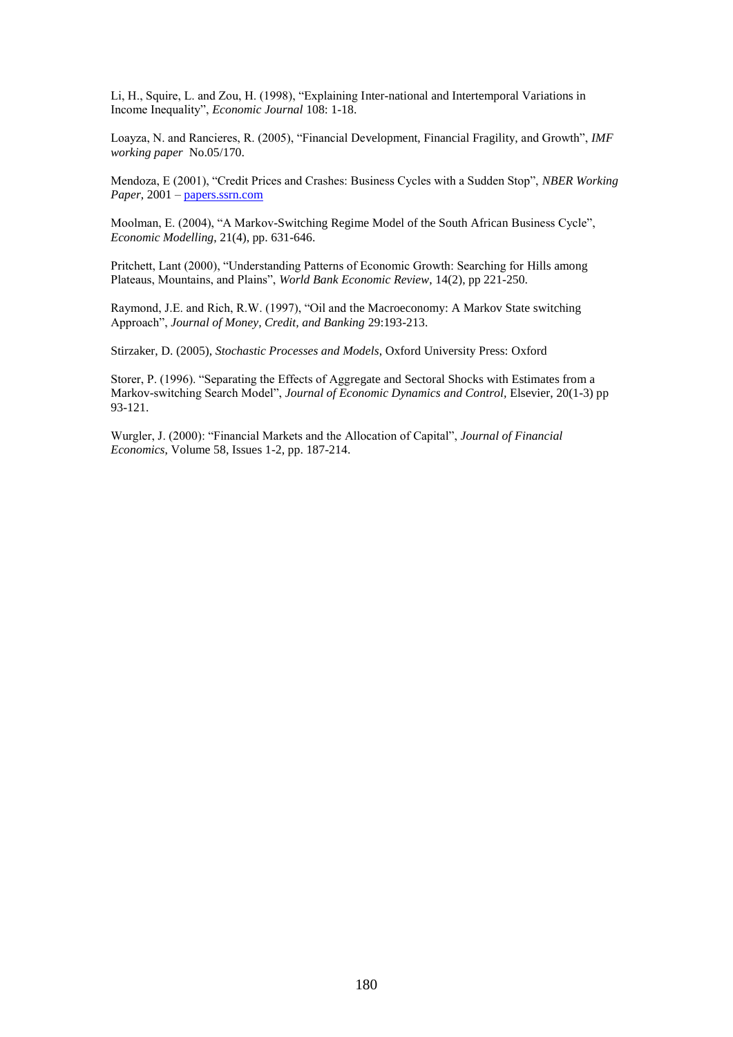Li, H., Squire, L. and Zou, H. (1998), "Explaining Inter-national and Intertemporal Variations in Income Inequality", *Economic Journal* 108: 1-18.

Loayza, N. and Rancieres, R. (2005), "Financial Development, Financial Fragility, and Growth", *IMF working paper* No.05/170.

Mendoza, E (2001), "Credit Prices and Crashes: Business Cycles with a Sudden Stop", *NBER Working Paper*, 2001 – papers.ssrn.com

Moolman, E. (2004), "A Markov-Switching Regime Model of the South African Business Cycle", *Economic Modelling*, 21(4), pp. 631-646.

Pritchett, Lant (2000), "Understanding Patterns of Economic Growth: Searching for Hills among Plateaus, Mountains, and Plains", *World Bank Economic Review*, 14(2), pp 221-250.

Raymond, J.E. and Rich, R.W. (1997), "Oil and the Macroeconomy: A Markov State switching Approach", *Journal of Money, Credit, and Banking* 29:193-213.

Stirzaker, D. (2005), *Stochastic Processes and Models*, Oxford University Press: Oxford

Storer, P. (1996). "Separating the Effects of Aggregate and Sectoral Shocks with Estimates from a Markov-switching Search Model", *Journal of Economic Dynamics and Control*, Elsevier, 20(1-3) pp 93-121.

Wurgler, J. (2000): "Financial Markets and the Allocation of Capital", *Journal of Financial Economics*, Volume 58, Issues 1-2, pp. 187-214.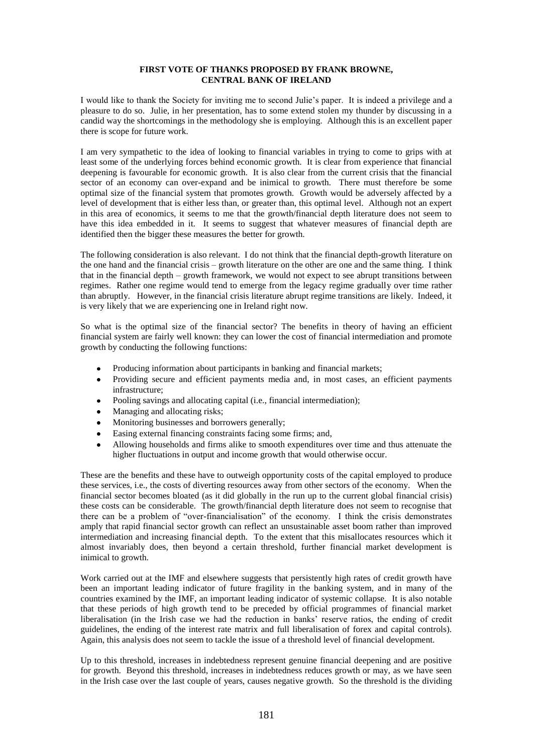**FIRST VOTE OF THANKS PROPOSED BY FRANK BROWNE, CENTRAL BANK OF IRELAND**

I would like to thank the Society for inviting me to second Julie's paper. It is indeed a privilege and a pleasure to do so. Julie, in her presentation, has to some extend stolen my thunder by discussing in a candid way the shortcomings in the methodology she is employing. Although this is an excellent paper there is scope for future work.

I am very sympathetic to the idea of looking to financial variables in trying to come to grips with at least some of the underlying forces behind economic growth. It is clear from experience that financial deepening is favourable for economic growth. It is also clear from the current crisis that the financial sector of an economy can over-expand and be inimical to growth. There must therefore be some optimal size of the financial system that promotes growth. Growth would be adversely affected by a level of development that is either less than, or greater than, this optimal level. Although not an expert in this area of economics, it seems to me that the growth/financial depth literature does not seem to have this idea embedded in it. It seems to suggest that whatever measures of financial depth are identified then the bigger these measures the better for growth.

The following consideration is also relevant. I do not think that the financial depth-growth literature on the one hand and the financial crisis – growth literature on the other are one and the same thing. I think that in the financial depth – growth framework, we would not expect to see abrupt transitions between regimes. Rather one regime would tend to emerge from the legacy regime gradually over time rather than abruptly. However, in the financial crisis literature abrupt regime transitions are likely. Indeed, it is very likely that we are experiencing one in Ireland right now.

So what is the optimal size of the financial sector? The benefits in theory of having an efficient financial system are fairly well known: they can lower the cost of financial intermediation and promote growth by conducting the following functions:

- Producing information about participants in banking and financial markets;
- Providing secure and efficient payments media and, in most cases, an efficient payments infrastructure;
- Pooling savings and allocating capital (i.e., financial intermediation);
- Managing and allocating risks;
- Monitoring businesses and borrowers generally;
- Easing external financing constraints facing some firms; and,
- Allowing households and firms alike to smooth expenditures over time and thus attenuate the higher fluctuations in output and income growth that would otherwise occur.

These are the benefits and these have to outweigh opportunity costs of the capital employed to produce these services, i.e., the costs of diverting resources away from other sectors of the economy. When the financial sector becomes bloated (as it did globally in the run up to the current global financial crisis) these costs can be considerable. The growth/financial depth literature does not seem to recognise that there can be a problem of "over-financialisation" of the economy. I think the crisis demonstrates amply that rapid financial sector growth can reflect an unsustainable asset boom rather than improved intermediation and increasing financial depth. To the extent that this misallocates resources which it almost invariably does, then beyond a certain threshold, further financial market development is inimical to growth.

Work carried out at the IMF and elsewhere suggests that persistently high rates of credit growth have been an important leading indicator of future fragility in the banking system, and in many of the countries examined by the IMF, an important leading indicator of systemic collapse. It is also notable that these periods of high growth tend to be preceded by official programmes of financial market liberalisation (in the Irish case we had the reduction in banks' reserve ratios, the ending of credit guidelines, the ending of the interest rate matrix and full liberalisation of forex and capital controls). Again, this analysis does not seem to tackle the issue of a threshold level of financial development.

Up to this threshold, increases in indebtedness represent genuine financial deepening and are positive for growth. Beyond this threshold, increases in indebtedness reduces growth or may, as we have seen in the Irish case over the last couple of years, causes negative growth. So the threshold is the dividing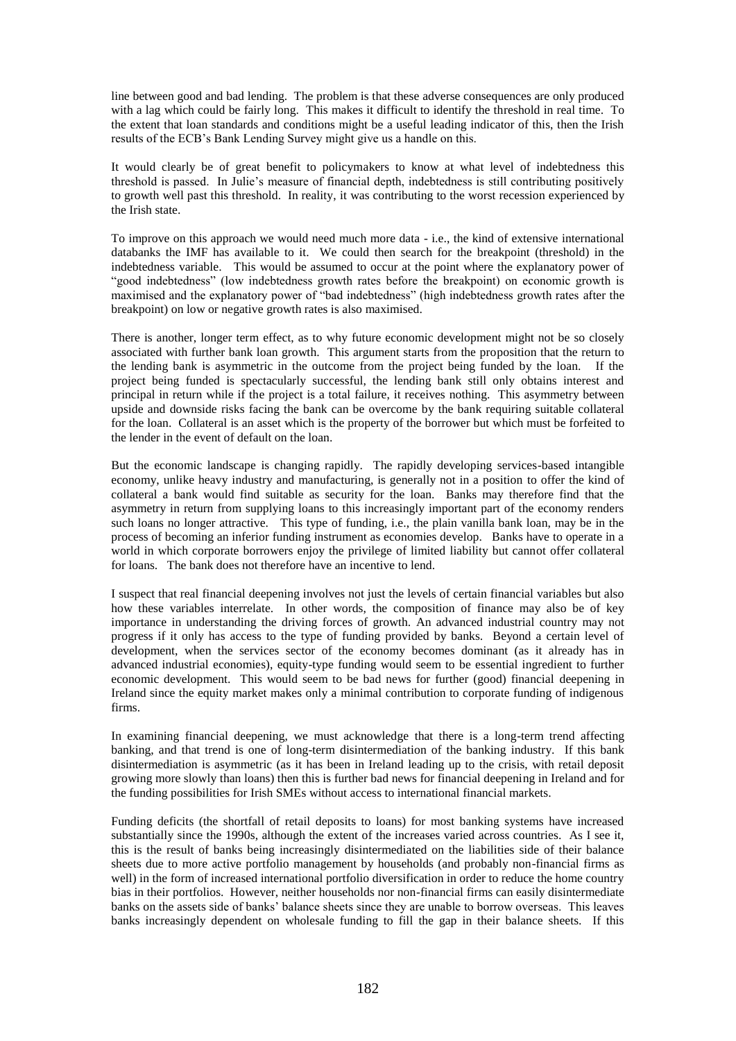line between good and bad lending. The problem is that these adverse consequences are only produced with a lag which could be fairly long. This makes it difficult to identify the threshold in real time. To the extent that loan standards and conditions might be a useful leading indicator of this, then the Irish results of the ECB's Bank Lending Survey might give us a handle on this.

It would clearly be of great benefit to policymakers to know at what level of indebtedness this threshold is passed. In Julie's measure of financial depth, indebtedness is still contributing positively to growth well past this threshold. In reality, it was contributing to the worst recession experienced by the Irish state.

To improve on this approach we would need much more data - i.e., the kind of extensive international databanks the IMF has available to it. We could then search for the breakpoint (threshold) in the indebtedness variable. This would be assumed to occur at the point where the explanatory power of "good indebtedness" (low indebtedness growth rates before the breakpoint) on economic growth is maximised and the explanatory power of "bad indebtedness" (high indebtedness growth rates after the breakpoint) on low or negative growth rates is also maximised.

There is another, longer term effect, as to why future economic development might not be so closely associated with further bank loan growth. This argument starts from the proposition that the return to the lending bank is asymmetric in the outcome from the project being funded by the loan. If the project being funded is spectacularly successful, the lending bank still only obtains interest and principal in return while if the project is a total failure, it receives nothing. This asymmetry between upside and downside risks facing the bank can be overcome by the bank requiring suitable collateral for the loan. Collateral is an asset which is the property of the borrower but which must be forfeited to the lender in the event of default on the loan.

But the economic landscape is changing rapidly. The rapidly developing services-based intangible economy, unlike heavy industry and manufacturing, is generally not in a position to offer the kind of collateral a bank would find suitable as security for the loan. Banks may therefore find that the asymmetry in return from supplying loans to this increasingly important part of the economy renders such loans no longer attractive. This type of funding, i.e., the plain vanilla bank loan, may be in the process of becoming an inferior funding instrument as economies develop. Banks have to operate in a world in which corporate borrowers enjoy the privilege of limited liability but cannot offer collateral for loans. The bank does not therefore have an incentive to lend.

I suspect that real financial deepening involves not just the levels of certain financial variables but also how these variables interrelate. In other words, the composition of finance may also be of key importance in understanding the driving forces of growth. An advanced industrial country may not progress if it only has access to the type of funding provided by banks. Beyond a certain level of development, when the services sector of the economy becomes dominant (as it already has in advanced industrial economies), equity-type funding would seem to be essential ingredient to further economic development. This would seem to be bad news for further (good) financial deepening in Ireland since the equity market makes only a minimal contribution to corporate funding of indigenous firms.

In examining financial deepening, we must acknowledge that there is a long-term trend affecting banking, and that trend is one of long-term disintermediation of the banking industry. If this bank disintermediation is asymmetric (as it has been in Ireland leading up to the crisis, with retail deposit growing more slowly than loans) then this is further bad news for financial deepening in Ireland and for the funding possibilities for Irish SMEs without access to international financial markets.

Funding deficits (the shortfall of retail deposits to loans) for most banking systems have increased substantially since the 1990s, although the extent of the increases varied across countries. As I see it, this is the result of banks being increasingly disintermediated on the liabilities side of their balance sheets due to more active portfolio management by households (and probably non-financial firms as well) in the form of increased international portfolio diversification in order to reduce the home country bias in their portfolios. However, neither households nor non-financial firms can easily disintermediate banks on the assets side of banks' balance sheets since they are unable to borrow overseas. This leaves banks increasingly dependent on wholesale funding to fill the gap in their balance sheets. If this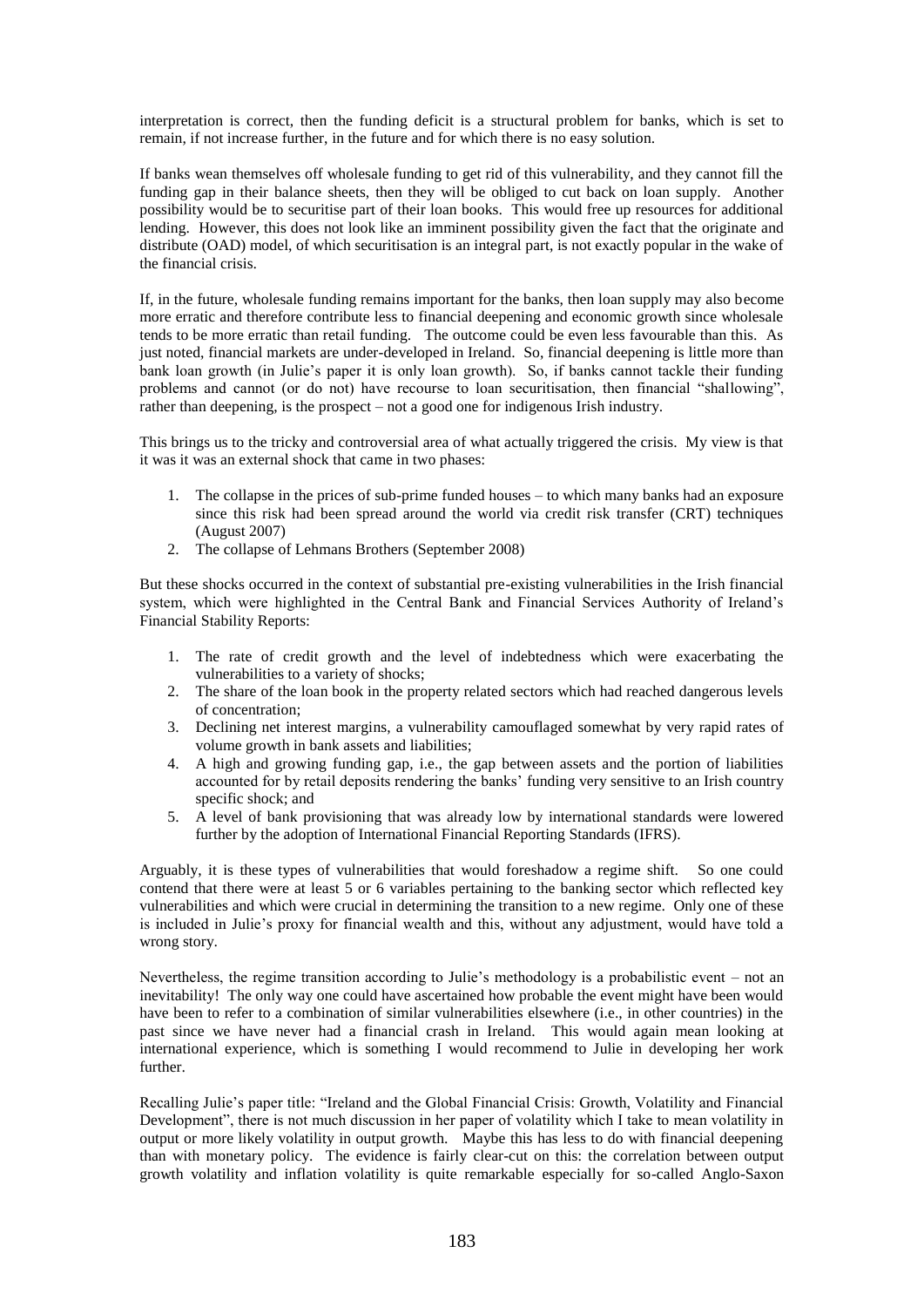interpretation is correct, then the funding deficit is a structural problem for banks, which is set to remain, if not increase further, in the future and for which there is no easy solution.

If banks wean themselves off wholesale funding to get rid of this vulnerability, and they cannot fill the funding gap in their balance sheets, then they will be obliged to cut back on loan supply. Another possibility would be to securitise part of their loan books. This would free up resources for additional lending. However, this does not look like an imminent possibility given the fact that the originate and distribute (OAD) model, of which securitisation is an integral part, is not exactly popular in the wake of the financial crisis.

If, in the future, wholesale funding remains important for the banks, then loan supply may also become more erratic and therefore contribute less to financial deepening and economic growth since wholesale tends to be more erratic than retail funding. The outcome could be even less favourable than this. As just noted, financial markets are under-developed in Ireland. So, financial deepening is little more than bank loan growth (in Julie's paper it is only loan growth). So, if banks cannot tackle their funding problems and cannot (or do not) have recourse to loan securitisation, then financial "shallowing", rather than deepening, is the prospect – not a good one for indigenous Irish industry.

This brings us to the tricky and controversial area of what actually triggered the crisis. My view is that it was it was an external shock that came in two phases:

1. The collapse in the prices of sub-prime funded houses – to which many banks had an exposure since this risk had been spread around the world via credit risk transfer (CRT) techniques (August 2007)
2. The collapse of Lehmans Brothers (September 2008)

But these shocks occurred in the context of substantial pre-existing vulnerabilities in the Irish financial system, which were highlighted in the Central Bank and Financial Services Authority of Ireland's Financial Stability Reports:

1. The rate of credit growth and the level of indebtedness which were exacerbating the vulnerabilities to a variety of shocks;
2. The share of the loan book in the property related sectors which had reached dangerous levels of concentration;
3. Declining net interest margins, a vulnerability camouflaged somewhat by very rapid rates of volume growth in bank assets and liabilities;
4. A high and growing funding gap, i.e., the gap between assets and the portion of liabilities accounted for by retail deposits rendering the banks' funding very sensitive to an Irish country specific shock; and
5. A level of bank provisioning that was already low by international standards were lowered further by the adoption of International Financial Reporting Standards (IFRS).

Arguably, it is these types of vulnerabilities that would foreshadow a regime shift. So one could contend that there were at least 5 or 6 variables pertaining to the banking sector which reflected key vulnerabilities and which were crucial in determining the transition to a new regime. Only one of these is included in Julie's proxy for financial wealth and this, without any adjustment, would have told a wrong story.

Nevertheless, the regime transition according to Julie's methodology is a probabilistic event – not an inevitability! The only way one could have ascertained how probable the event might have been would have been to refer to a combination of similar vulnerabilities elsewhere (i.e., in other countries) in the past since we have never had a financial crash in Ireland. This would again mean looking at international experience, which is something I would recommend to Julie in developing her work further.

Recalling Julie's paper title: "Ireland and the Global Financial Crisis: Growth, Volatility and Financial Development", there is not much discussion in her paper of volatility which I take to mean volatility in output or more likely volatility in output growth. Maybe this has less to do with financial deepening than with monetary policy. The evidence is fairly clear-cut on this: the correlation between output growth volatility and inflation volatility is quite remarkable especially for so-called Anglo-Saxon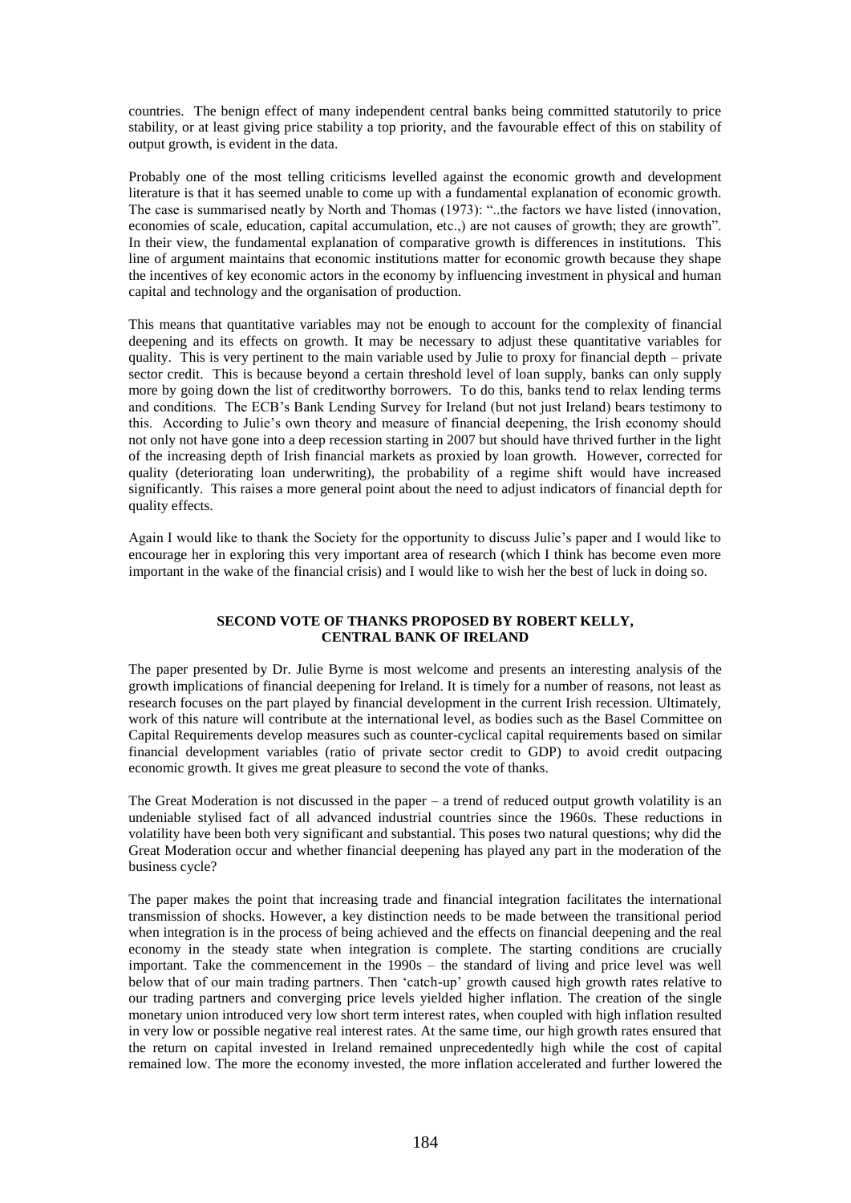countries. The benign effect of many independent central banks being committed statutorily to price stability, or at least giving price stability a top priority, and the favourable effect of this on stability of output growth, is evident in the data.

Probably one of the most telling criticisms levelled against the economic growth and development literature is that it has seemed unable to come up with a fundamental explanation of economic growth. The case is summarised neatly by North and Thomas (1973): "..the factors we have listed (innovation, economies of scale, education, capital accumulation, etc.,) are not causes of growth; they are growth". In their view, the fundamental explanation of comparative growth is differences in institutions. This line of argument maintains that economic institutions matter for economic growth because they shape the incentives of key economic actors in the economy by influencing investment in physical and human capital and technology and the organisation of production.

This means that quantitative variables may not be enough to account for the complexity of financial deepening and its effects on growth. It may be necessary to adjust these quantitative variables for quality. This is very pertinent to the main variable used by Julie to proxy for financial depth – private sector credit. This is because beyond a certain threshold level of loan supply, banks can only supply more by going down the list of creditworthy borrowers. To do this, banks tend to relax lending terms and conditions. The ECB's Bank Lending Survey for Ireland (but not just Ireland) bears testimony to this. According to Julie's own theory and measure of financial deepening, the Irish economy should not only not have gone into a deep recession starting in 2007 but should have thrived further in the light of the increasing depth of Irish financial markets as proxied by loan growth. However, corrected for quality (deteriorating loan underwriting), the probability of a regime shift would have increased significantly. This raises a more general point about the need to adjust indicators of financial depth for quality effects.

Again I would like to thank the Society for the opportunity to discuss Julie's paper and I would like to encourage her in exploring this very important area of research (which I think has become even more important in the wake of the financial crisis) and I would like to wish her the best of luck in doing so.

## SECOND VOTE OF THANKS PROPOSED BY ROBERT KELLY, CENTRAL BANK OF IRELAND

The paper presented by Dr. Julie Byrne is most welcome and presents an interesting analysis of the growth implications of financial deepening for Ireland. It is timely for a number of reasons, not least as research focuses on the part played by financial development in the current Irish recession. Ultimately, work of this nature will contribute at the international level, as bodies such as the Basel Committee on Capital Requirements develop measures such as counter-cyclical capital requirements based on similar financial development variables (ratio of private sector credit to GDP) to avoid credit outpacing economic growth. It gives me great pleasure to second the vote of thanks.

The Great Moderation is not discussed in the paper – a trend of reduced output growth volatility is an undeniable stylised fact of all advanced industrial countries since the 1960s. These reductions in volatility have been both very significant and substantial. This poses two natural questions; why did the Great Moderation occur and whether financial deepening has played any part in the moderation of the business cycle?

The paper makes the point that increasing trade and financial integration facilitates the international transmission of shocks. However, a key distinction needs to be made between the transitional period when integration is in the process of being achieved and the effects on financial deepening and the real economy in the steady state when integration is complete. The starting conditions are crucially important. Take the commencement in the 1990s – the standard of living and price level was well below that of our main trading partners. Then 'catch-up' growth caused high growth rates relative to our trading partners and converging price levels yielded higher inflation. The creation of the single monetary union introduced very low short term interest rates, when coupled with high inflation resulted in very low or possible negative real interest rates. At the same time, our high growth rates ensured that the return on capital invested in Ireland remained unprecedentedly high while the cost of capital remained low. The more the economy invested, the more inflation accelerated and further lowered the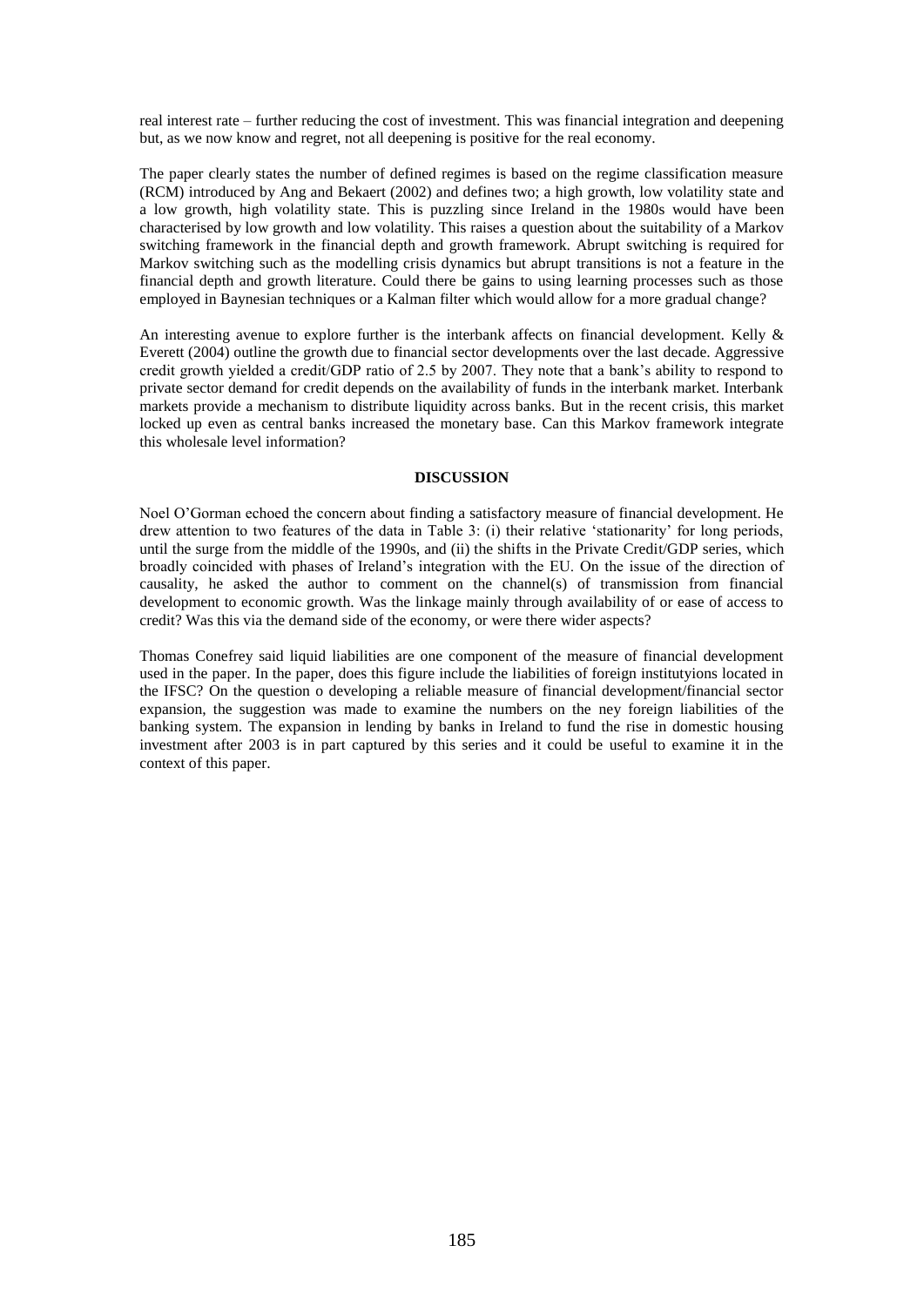real interest rate – further reducing the cost of investment. This was financial integration and deepening but, as we now know and regret, not all deepening is positive for the real economy.

The paper clearly states the number of defined regimes is based on the regime classification measure (RCM) introduced by Ang and Bekaert (2002) and defines two; a high growth, low volatility state and a low growth, high volatility state. This is puzzling since Ireland in the 1980s would have been characterised by low growth and low volatility. This raises a question about the suitability of a Markov switching framework in the financial depth and growth framework. Abrupt switching is required for Markov switching such as the modelling crisis dynamics but abrupt transitions is not a feature in the financial depth and growth literature. Could there be gains to using learning processes such as those employed in Baynesian techniques or a Kalman filter which would allow for a more gradual change?

An interesting avenue to explore further is the interbank affects on financial development. Kelly & Everett (2004) outline the growth due to financial sector developments over the last decade. Aggressive credit growth yielded a credit/GDP ratio of 2.5 by 2007. They note that a bank's ability to respond to private sector demand for credit depends on the availability of funds in the interbank market. Interbank markets provide a mechanism to distribute liquidity across banks. But in the recent crisis, this market locked up even as central banks increased the monetary base. Can this Markov framework integrate this wholesale level information?

## DISCUSSION

Noel O'Gorman echoed the concern about finding a satisfactory measure of financial development. He drew attention to two features of the data in Table 3: (i) their relative 'stationarity' for long periods, until the surge from the middle of the 1990s, and (ii) the shifts in the Private Credit/GDP series, which broadly coincided with phases of Ireland's integration with the EU. On the issue of the direction of causality, he asked the author to comment on the channel(s) of transmission from financial development to economic growth. Was the linkage mainly through availability of or ease of access to credit? Was this via the demand side of the economy, or were there wider aspects?

Thomas Conefrey said liquid liabilities are one component of the measure of financial development used in the paper. In the paper, does this figure include the liabilities of foreign institutyions located in the IFSC? On the question o developing a reliable measure of financial development/financial sector expansion, the suggestion was made to examine the numbers on the ney foreign liabilities of the banking system. The expansion in lending by banks in Ireland to fund the rise in domestic housing investment after 2003 is in part captured by this series and it could be useful to examine it in the context of this paper.